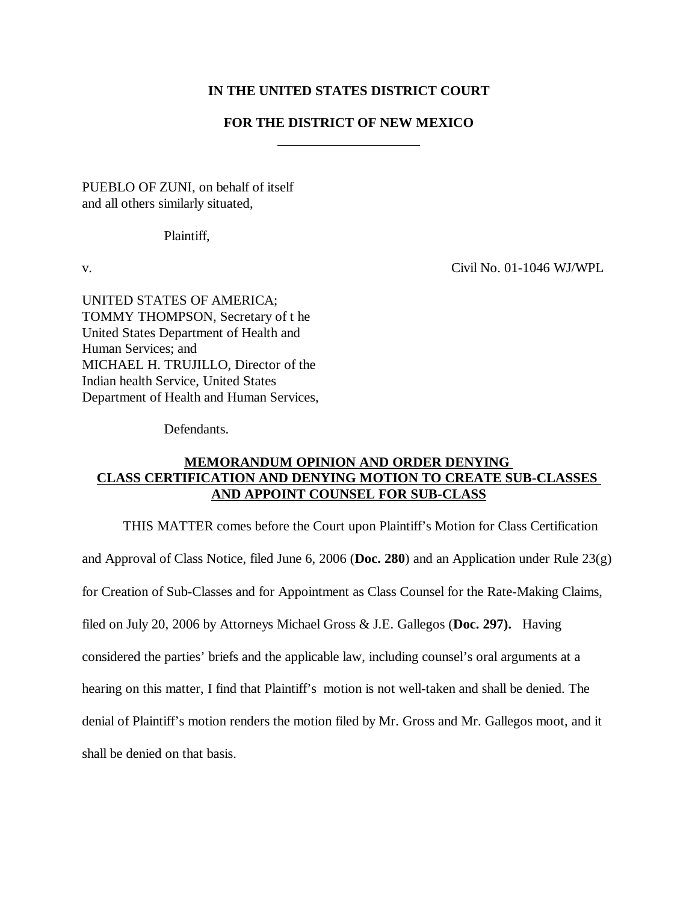**IN THE UNITED STATES DISTRICT COURT**

**FOR THE DISTRICT OF NEW MEXICO**

PUEBLO OF ZUNI, on behalf of itself
and all others similarly situated,

Plaintiff,

v. Civil No. 01-1046 WJ/WPL

UNITED STATES OF AMERICA;
TOMMY THOMPSON, Secretary of t he
United States Department of Health and
Human Services; and
MICHAEL H. TRUJILLO, Director of the
Indian health Service, United States
Department of Health and Human Services,

Defendants.

**MEMORANDUM OPINION AND ORDER DENYING CLASS CERTIFICATION AND DENYING MOTION TO CREATE SUB-CLASSES AND APPOINT COUNSEL FOR SUB-CLASS**

THIS MATTER comes before the Court upon Plaintiff's Motion for Class Certification and Approval of Class Notice, filed June 6, 2006 (**Doc. 280**) and an Application under Rule 23(g) for Creation of Sub-Classes and for Appointment as Class Counsel for the Rate-Making Claims, filed on July 20, 2006 by Attorneys Michael Gross & J.E. Gallegos (**Doc. 297).** Having considered the parties' briefs and the applicable law, including counsel's oral arguments at a hearing on this matter, I find that Plaintiff's motion is not well-taken and shall be denied. The denial of Plaintiff's motion renders the motion filed by Mr. Gross and Mr. Gallegos moot, and it shall be denied on that basis.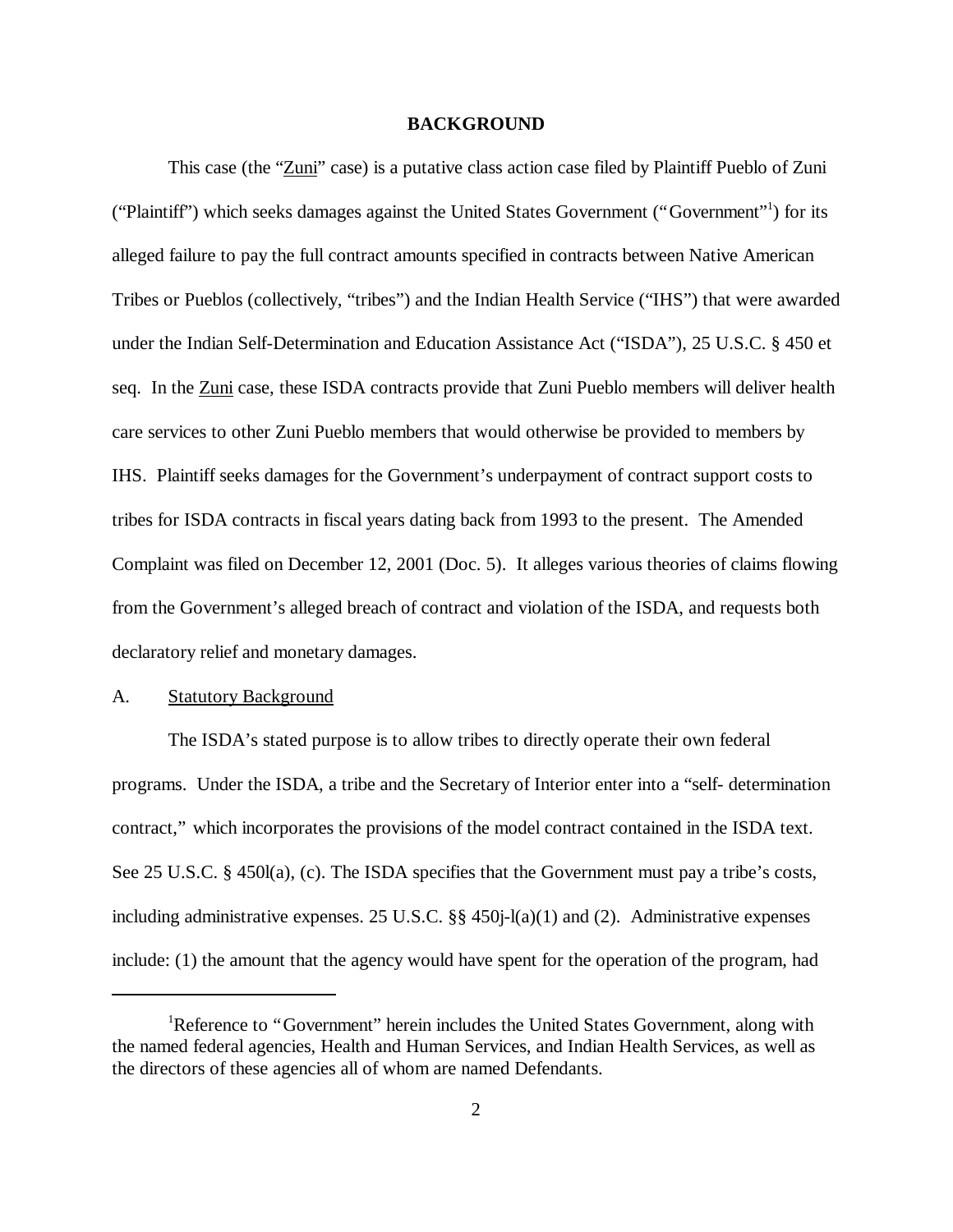## BACKGROUND

This case (the "Zuni" case) is a putative class action case filed by Plaintiff Pueblo of Zuni ("Plaintiff") which seeks damages against the United States Government ("Government"[1]) for its alleged failure to pay the full contract amounts specified in contracts between Native American Tribes or Pueblos (collectively, "tribes") and the Indian Health Service ("IHS") that were awarded under the Indian Self-Determination and Education Assistance Act ("ISDA"), 25 U.S.C. § 450 et seq. In the Zuni case, these ISDA contracts provide that Zuni Pueblo members will deliver health care services to other Zuni Pueblo members that would otherwise be provided to members by IHS. Plaintiff seeks damages for the Government's underpayment of contract support costs to tribes for ISDA contracts in fiscal years dating back from 1993 to the present. The Amended Complaint was filed on December 12, 2001 (Doc. 5). It alleges various theories of claims flowing from the Government's alleged breach of contract and violation of the ISDA, and requests both declaratory relief and monetary damages.

### A. Statutory Background

The ISDA's stated purpose is to allow tribes to directly operate their own federal programs. Under the ISDA, a tribe and the Secretary of Interior enter into a "self- determination contract," which incorporates the provisions of the model contract contained in the ISDA text. See 25 U.S.C. § 450l(a), (c). The ISDA specifies that the Government must pay a tribe's costs, including administrative expenses. 25 U.S.C. §§ 450j-l(a)(1) and (2). Administrative expenses include: (1) the amount that the agency would have spent for the operation of the program, had

[1]Reference to "Government" herein includes the United States Government, along with the named federal agencies, Health and Human Services, and Indian Health Services, as well as the directors of these agencies all of whom are named Defendants.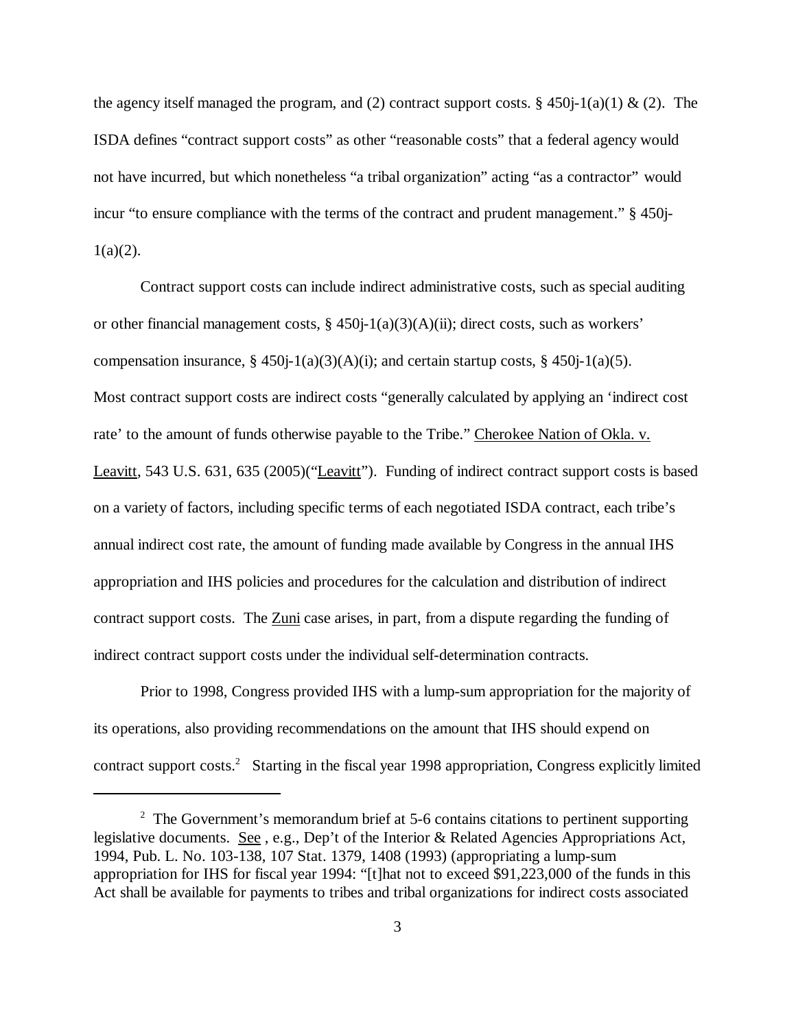the agency itself managed the program, and (2) contract support costs. § 450j-1(a)(1) & (2). The ISDA defines "contract support costs" as other "reasonable costs" that a federal agency would not have incurred, but which nonetheless "a tribal organization" acting "as a contractor" would incur "to ensure compliance with the terms of the contract and prudent management." § 450j-1(a)(2).

Contract support costs can include indirect administrative costs, such as special auditing or other financial management costs, § 450j-1(a)(3)(A)(ii); direct costs, such as workers' compensation insurance, § 450j-1(a)(3)(A)(i); and certain startup costs, § 450j-1(a)(5). Most contract support costs are indirect costs "generally calculated by applying an 'indirect cost rate' to the amount of funds otherwise payable to the Tribe." Cherokee Nation of Okla. v. Leavitt, 543 U.S. 631, 635 (2005)("Leavitt"). Funding of indirect contract support costs is based on a variety of factors, including specific terms of each negotiated ISDA contract, each tribe's annual indirect cost rate, the amount of funding made available by Congress in the annual IHS appropriation and IHS policies and procedures for the calculation and distribution of indirect contract support costs. The Zuni case arises, in part, from a dispute regarding the funding of indirect contract support costs under the individual self-determination contracts.

Prior to 1998, Congress provided IHS with a lump-sum appropriation for the majority of its operations, also providing recommendations on the amount that IHS should expend on contract support costs.[2] Starting in the fiscal year 1998 appropriation, Congress explicitly limited

---

[2] The Government's memorandum brief at 5-6 contains citations to pertinent supporting legislative documents. See , e.g., Dep't of the Interior & Related Agencies Appropriations Act, 1994, Pub. L. No. 103-138, 107 Stat. 1379, 1408 (1993) (appropriating a lump-sum appropriation for IHS for fiscal year 1994: "[t]hat not to exceed $91,223,000 of the funds in this Act shall be available for payments to tribes and tribal organizations for indirect costs associated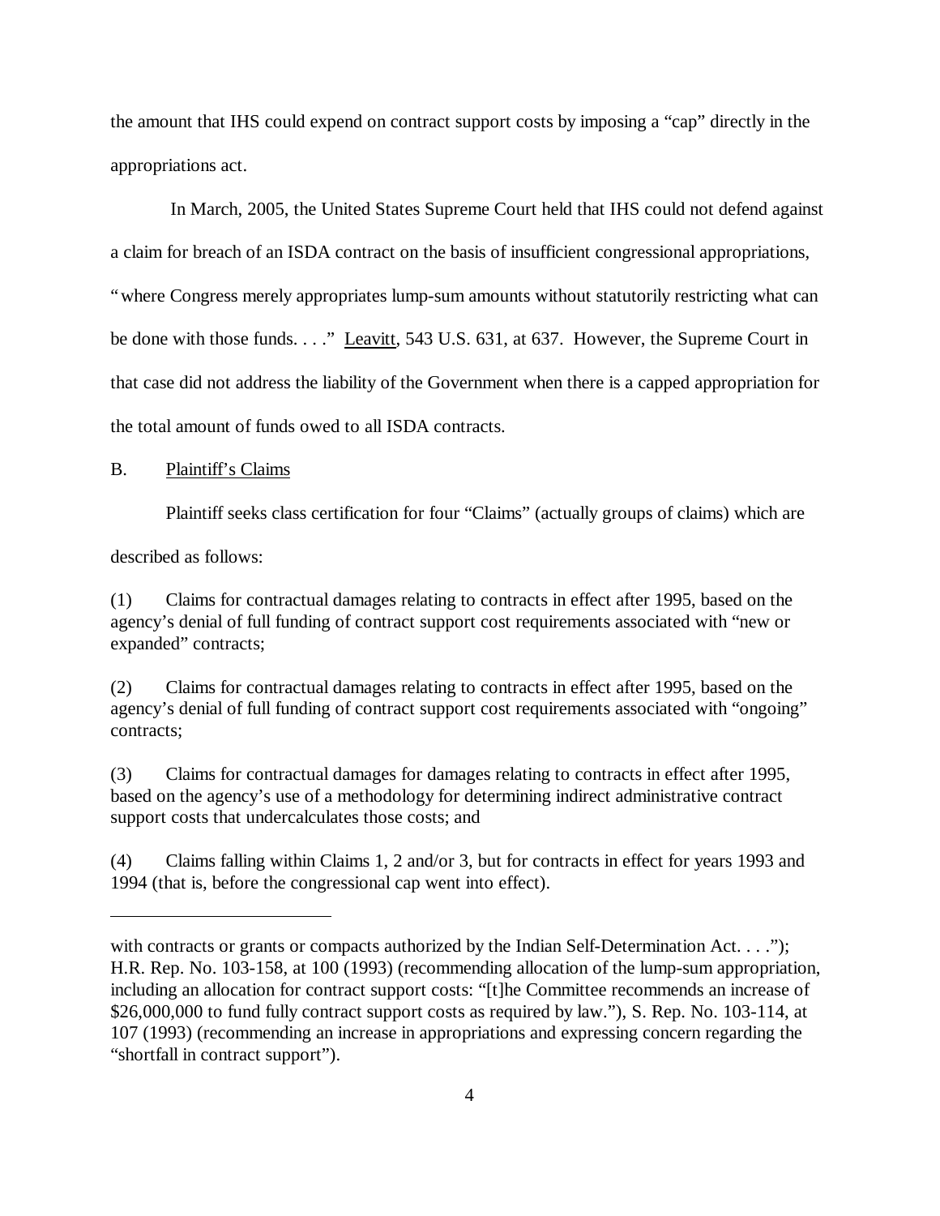the amount that IHS could expend on contract support costs by imposing a "cap" directly in the appropriations act.

In March, 2005, the United States Supreme Court held that IHS could not defend against a claim for breach of an ISDA contract on the basis of insufficient congressional appropriations, "where Congress merely appropriates lump-sum amounts without statutorily restricting what can be done with those funds. . . ." Leavitt, 543 U.S. 631, at 637. However, the Supreme Court in that case did not address the liability of the Government when there is a capped appropriation for the total amount of funds owed to all ISDA contracts.

B. Plaintiff's Claims

Plaintiff seeks class certification for four "Claims" (actually groups of claims) which are described as follows:

(1) Claims for contractual damages relating to contracts in effect after 1995, based on the agency's denial of full funding of contract support cost requirements associated with "new or expanded" contracts;

(2) Claims for contractual damages relating to contracts in effect after 1995, based on the agency's denial of full funding of contract support cost requirements associated with "ongoing" contracts;

(3) Claims for contractual damages for damages relating to contracts in effect after 1995, based on the agency's use of a methodology for determining indirect administrative contract support costs that undercalculates those costs; and

(4) Claims falling within Claims 1, 2 and/or 3, but for contracts in effect for years 1993 and 1994 (that is, before the congressional cap went into effect).

---

with contracts or grants or compacts authorized by the Indian Self-Determination Act. . . ."); H.R. Rep. No. 103-158, at 100 (1993) (recommending allocation of the lump-sum appropriation, including an allocation for contract support costs: "[t]he Committee recommends an increase of $26,000,000 to fund fully contract support costs as required by law."), S. Rep. No. 103-114, at 107 (1993) (recommending an increase in appropriations and expressing concern regarding the "shortfall in contract support").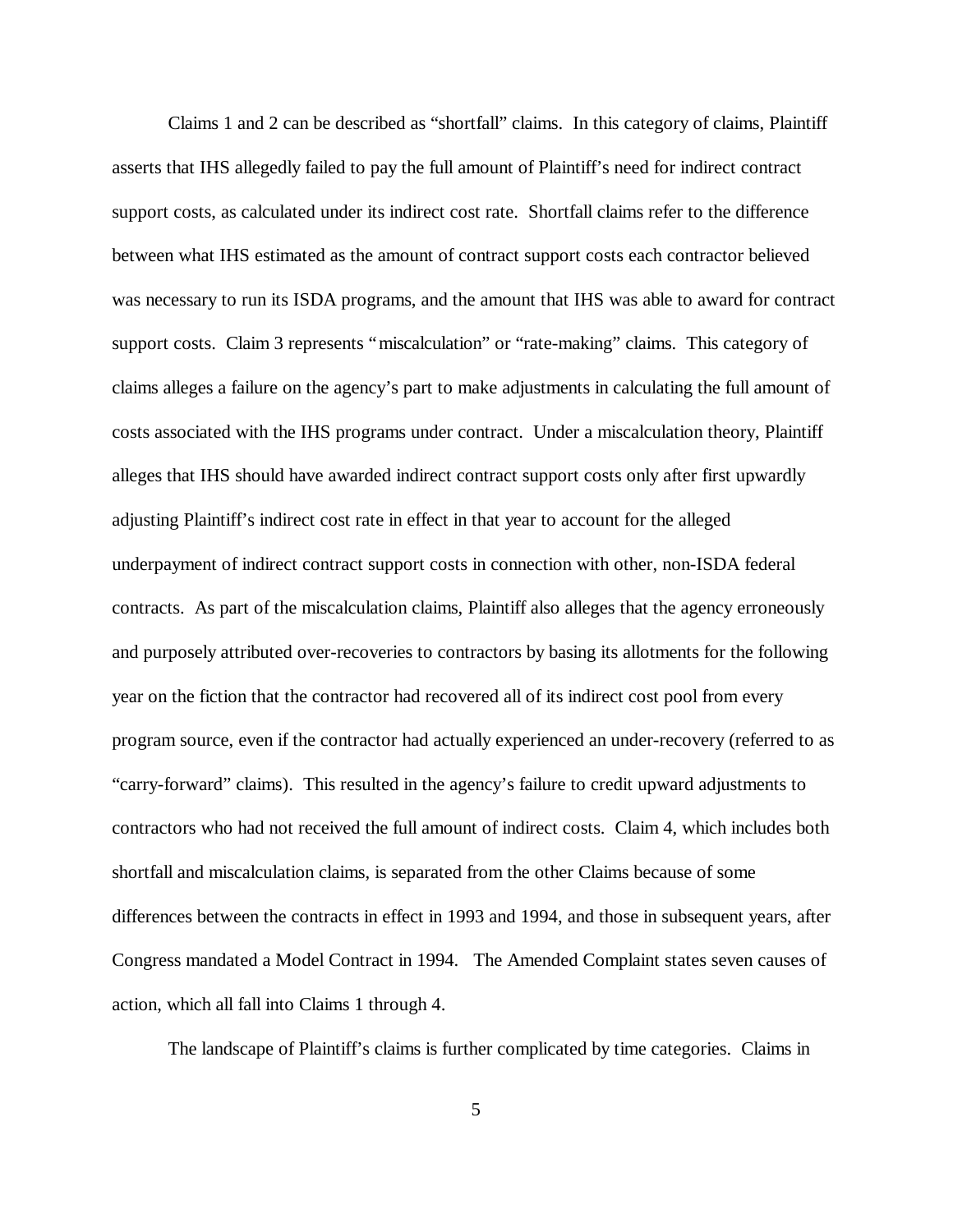Claims 1 and 2 can be described as "shortfall" claims. In this category of claims, Plaintiff asserts that IHS allegedly failed to pay the full amount of Plaintiff's need for indirect contract support costs, as calculated under its indirect cost rate. Shortfall claims refer to the difference between what IHS estimated as the amount of contract support costs each contractor believed was necessary to run its ISDA programs, and the amount that IHS was able to award for contract support costs. Claim 3 represents "miscalculation" or "rate-making" claims. This category of claims alleges a failure on the agency's part to make adjustments in calculating the full amount of costs associated with the IHS programs under contract. Under a miscalculation theory, Plaintiff alleges that IHS should have awarded indirect contract support costs only after first upwardly adjusting Plaintiff's indirect cost rate in effect in that year to account for the alleged underpayment of indirect contract support costs in connection with other, non-ISDA federal contracts. As part of the miscalculation claims, Plaintiff also alleges that the agency erroneously and purposely attributed over-recoveries to contractors by basing its allotments for the following year on the fiction that the contractor had recovered all of its indirect cost pool from every program source, even if the contractor had actually experienced an under-recovery (referred to as "carry-forward" claims). This resulted in the agency's failure to credit upward adjustments to contractors who had not received the full amount of indirect costs. Claim 4, which includes both shortfall and miscalculation claims, is separated from the other Claims because of some differences between the contracts in effect in 1993 and 1994, and those in subsequent years, after Congress mandated a Model Contract in 1994. The Amended Complaint states seven causes of action, which all fall into Claims 1 through 4.

The landscape of Plaintiff's claims is further complicated by time categories. Claims in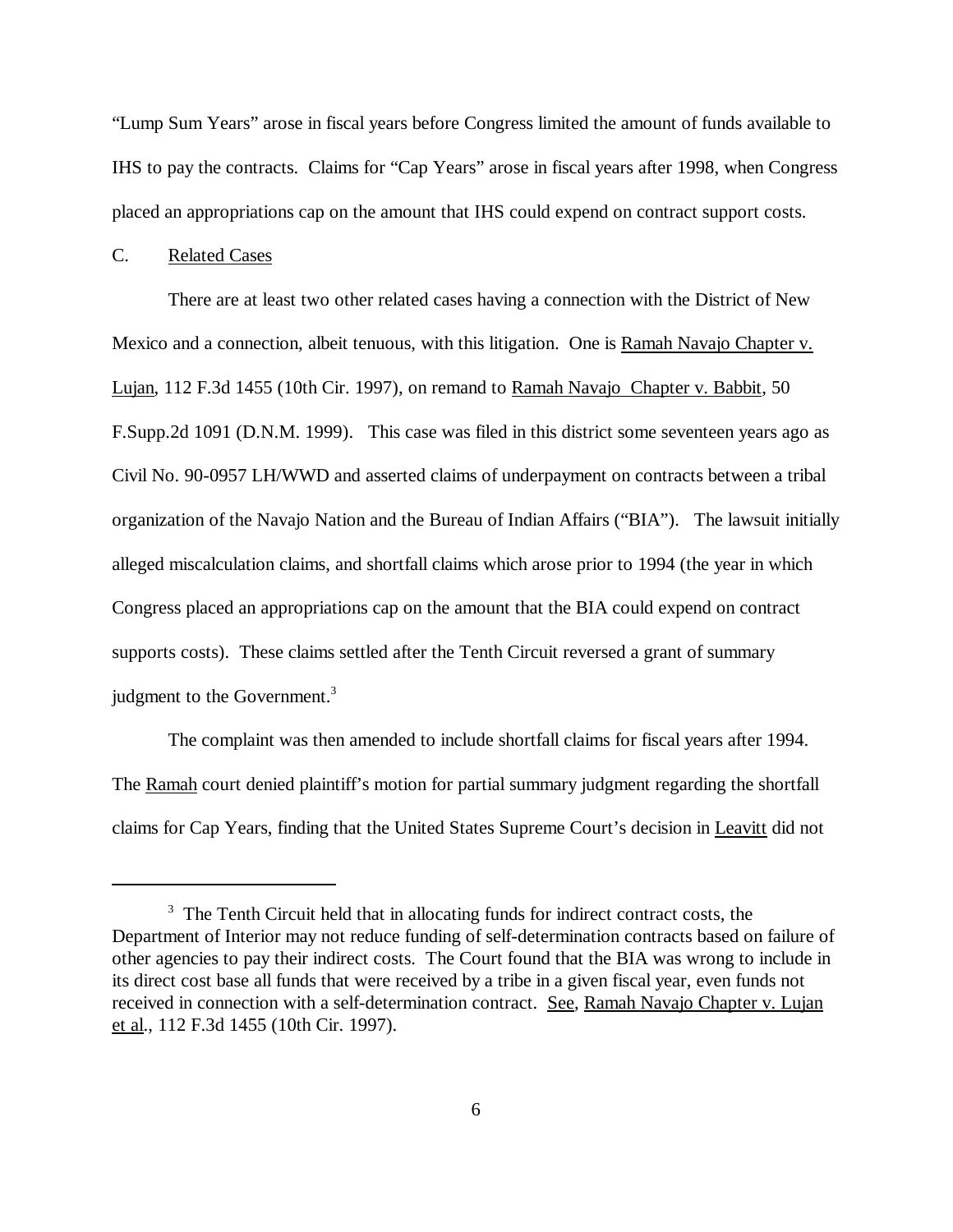"Lump Sum Years" arose in fiscal years before Congress limited the amount of funds available to IHS to pay the contracts. Claims for "Cap Years" arose in fiscal years after 1998, when Congress placed an appropriations cap on the amount that IHS could expend on contract support costs.

C. Related Cases

There are at least two other related cases having a connection with the District of New Mexico and a connection, albeit tenuous, with this litigation. One is Ramah Navajo Chapter v. Lujan, 112 F.3d 1455 (10th Cir. 1997), on remand to Ramah Navajo Chapter v. Babbit, 50 F.Supp.2d 1091 (D.N.M. 1999). This case was filed in this district some seventeen years ago as Civil No. 90-0957 LH/WWD and asserted claims of underpayment on contracts between a tribal organization of the Navajo Nation and the Bureau of Indian Affairs ("BIA"). The lawsuit initially alleged miscalculation claims, and shortfall claims which arose prior to 1994 (the year in which Congress placed an appropriations cap on the amount that the BIA could expend on contract supports costs). These claims settled after the Tenth Circuit reversed a grant of summary judgment to the Government.[3]

The complaint was then amended to include shortfall claims for fiscal years after 1994. The Ramah court denied plaintiff's motion for partial summary judgment regarding the shortfall claims for Cap Years, finding that the United States Supreme Court's decision in Leavitt did not

[3] The Tenth Circuit held that in allocating funds for indirect contract costs, the Department of Interior may not reduce funding of self-determination contracts based on failure of other agencies to pay their indirect costs. The Court found that the BIA was wrong to include in its direct cost base all funds that were received by a tribe in a given fiscal year, even funds not received in connection with a self-determination contract. See, Ramah Navajo Chapter v. Lujan et al., 112 F.3d 1455 (10th Cir. 1997).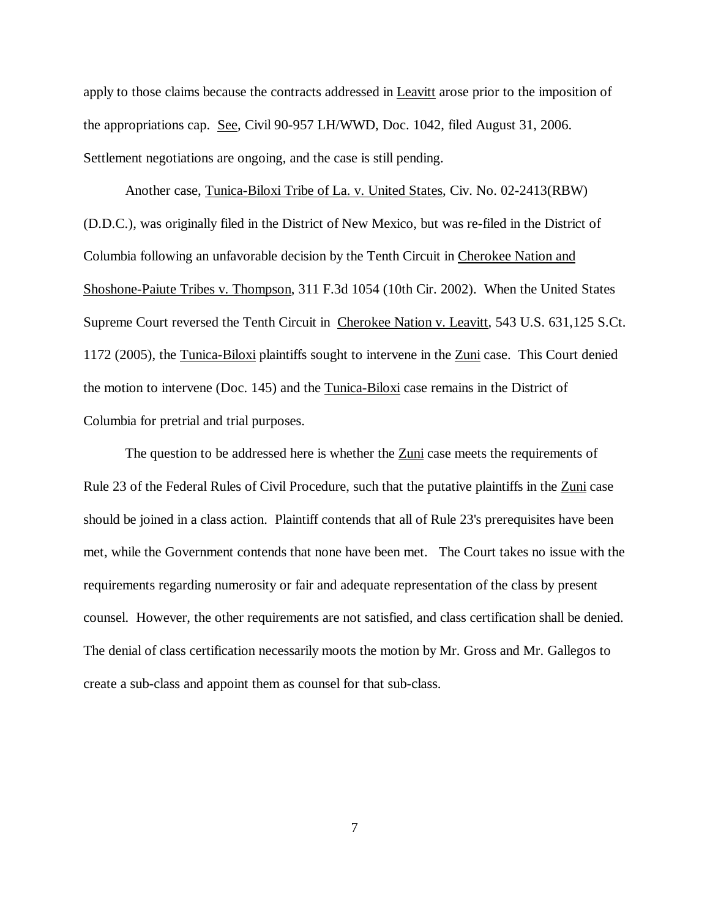apply to those claims because the contracts addressed in Leavitt arose prior to the imposition of the appropriations cap. See, Civil 90-957 LH/WWD, Doc. 1042, filed August 31, 2006. Settlement negotiations are ongoing, and the case is still pending.

Another case, Tunica-Biloxi Tribe of La. v. United States, Civ. No. 02-2413(RBW) (D.D.C.), was originally filed in the District of New Mexico, but was re-filed in the District of Columbia following an unfavorable decision by the Tenth Circuit in Cherokee Nation and Shoshone-Paiute Tribes v. Thompson, 311 F.3d 1054 (10th Cir. 2002). When the United States Supreme Court reversed the Tenth Circuit in Cherokee Nation v. Leavitt, 543 U.S. 631,125 S.Ct. 1172 (2005), the Tunica-Biloxi plaintiffs sought to intervene in the Zuni case. This Court denied the motion to intervene (Doc. 145) and the Tunica-Biloxi case remains in the District of Columbia for pretrial and trial purposes.

The question to be addressed here is whether the Zuni case meets the requirements of Rule 23 of the Federal Rules of Civil Procedure, such that the putative plaintiffs in the Zuni case should be joined in a class action. Plaintiff contends that all of Rule 23's prerequisites have been met, while the Government contends that none have been met. The Court takes no issue with the requirements regarding numerosity or fair and adequate representation of the class by present counsel. However, the other requirements are not satisfied, and class certification shall be denied. The denial of class certification necessarily moots the motion by Mr. Gross and Mr. Gallegos to create a sub-class and appoint them as counsel for that sub-class.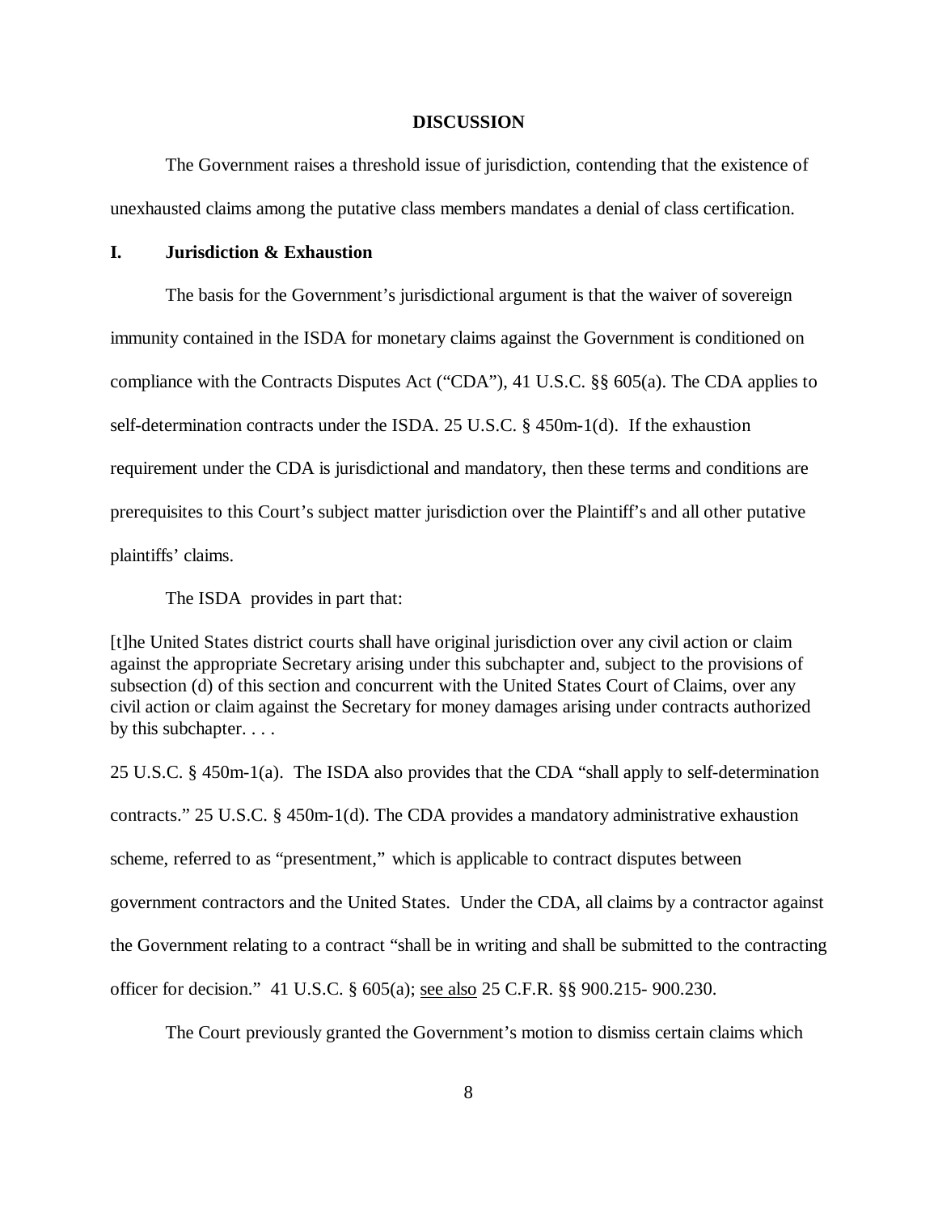**DISCUSSION**

The Government raises a threshold issue of jurisdiction, contending that the existence of unexhausted claims among the putative class members mandates a denial of class certification.

## I. Jurisdiction & Exhaustion

The basis for the Government's jurisdictional argument is that the waiver of sovereign immunity contained in the ISDA for monetary claims against the Government is conditioned on compliance with the Contracts Disputes Act ("CDA"), 41 U.S.C. §§ 605(a). The CDA applies to self-determination contracts under the ISDA. 25 U.S.C. § 450m-1(d). If the exhaustion requirement under the CDA is jurisdictional and mandatory, then these terms and conditions are prerequisites to this Court's subject matter jurisdiction over the Plaintiff's and all other putative plaintiffs' claims.

The ISDA provides in part that:

> [t]he United States district courts shall have original jurisdiction over any civil action or claim against the appropriate Secretary arising under this subchapter and, subject to the provisions of subsection (d) of this section and concurrent with the United States Court of Claims, over any civil action or claim against the Secretary for money damages arising under contracts authorized by this subchapter. . . .

25 U.S.C. § 450m-1(a). The ISDA also provides that the CDA "shall apply to self-determination contracts." 25 U.S.C. § 450m-1(d). The CDA provides a mandatory administrative exhaustion scheme, referred to as "presentment," which is applicable to contract disputes between government contractors and the United States. Under the CDA, all claims by a contractor against the Government relating to a contract "shall be in writing and shall be submitted to the contracting officer for decision." 41 U.S.C. § 605(a); see also 25 C.F.R. §§ 900.215- 900.230.

The Court previously granted the Government's motion to dismiss certain claims which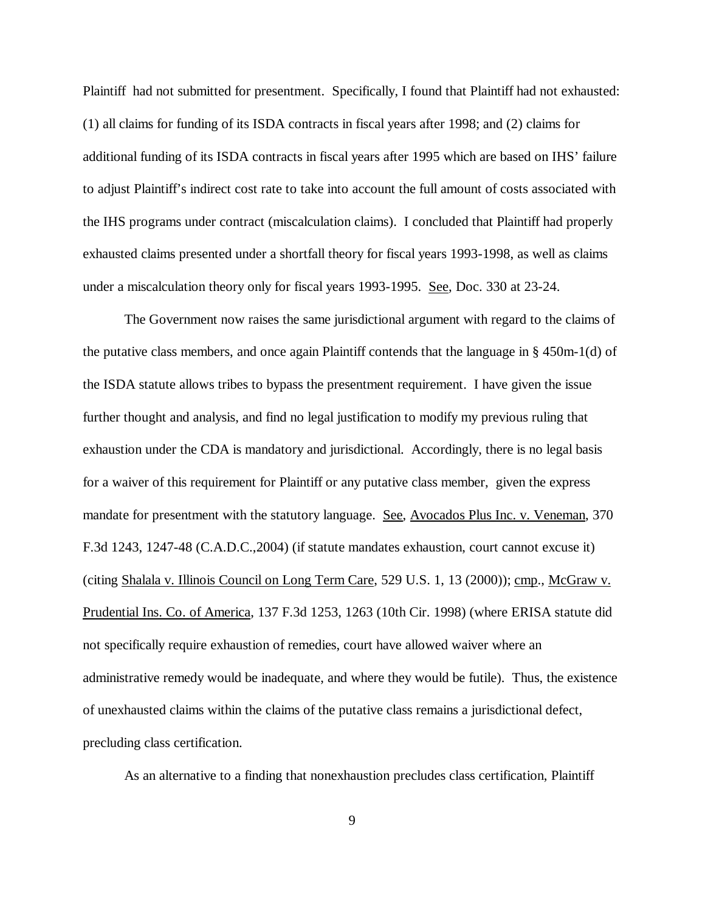Plaintiff had not submitted for presentment. Specifically, I found that Plaintiff had not exhausted: (1) all claims for funding of its ISDA contracts in fiscal years after 1998; and (2) claims for additional funding of its ISDA contracts in fiscal years after 1995 which are based on IHS' failure to adjust Plaintiff's indirect cost rate to take into account the full amount of costs associated with the IHS programs under contract (miscalculation claims). I concluded that Plaintiff had properly exhausted claims presented under a shortfall theory for fiscal years 1993-1998, as well as claims under a miscalculation theory only for fiscal years 1993-1995. See, Doc. 330 at 23-24.

The Government now raises the same jurisdictional argument with regard to the claims of the putative class members, and once again Plaintiff contends that the language in § 450m-1(d) of the ISDA statute allows tribes to bypass the presentment requirement. I have given the issue further thought and analysis, and find no legal justification to modify my previous ruling that exhaustion under the CDA is mandatory and jurisdictional. Accordingly, there is no legal basis for a waiver of this requirement for Plaintiff or any putative class member, given the express mandate for presentment with the statutory language. See, Avocados Plus Inc. v. Veneman, 370 F.3d 1243, 1247-48 (C.A.D.C.,2004) (if statute mandates exhaustion, court cannot excuse it) (citing Shalala v. Illinois Council on Long Term Care, 529 U.S. 1, 13 (2000)); cmp., McGraw v. Prudential Ins. Co. of America, 137 F.3d 1253, 1263 (10th Cir. 1998) (where ERISA statute did not specifically require exhaustion of remedies, court have allowed waiver where an administrative remedy would be inadequate, and where they would be futile). Thus, the existence of unexhausted claims within the claims of the putative class remains a jurisdictional defect, precluding class certification.

As an alternative to a finding that nonexhaustion precludes class certification, Plaintiff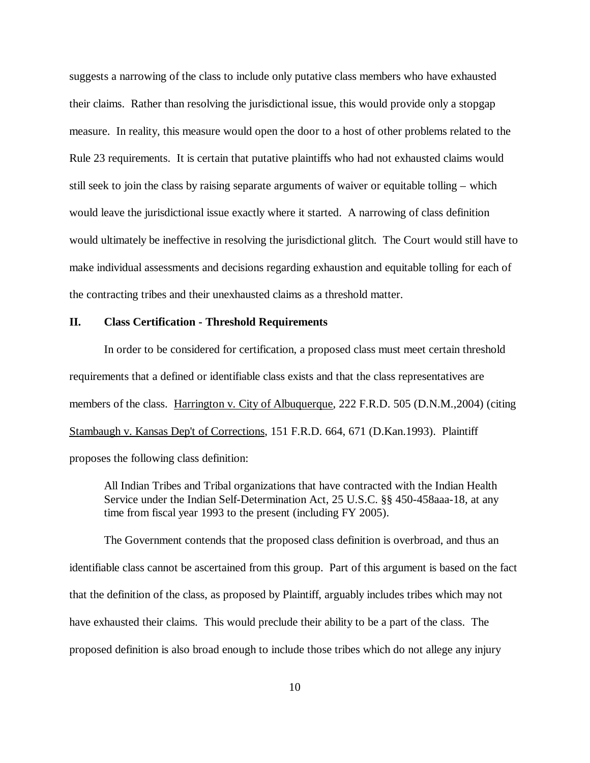suggests a narrowing of the class to include only putative class members who have exhausted their claims. Rather than resolving the jurisdictional issue, this would provide only a stopgap measure. In reality, this measure would open the door to a host of other problems related to the Rule 23 requirements. It is certain that putative plaintiffs who had not exhausted claims would still seek to join the class by raising separate arguments of waiver or equitable tolling – which would leave the jurisdictional issue exactly where it started. A narrowing of class definition would ultimately be ineffective in resolving the jurisdictional glitch. The Court would still have to make individual assessments and decisions regarding exhaustion and equitable tolling for each of the contracting tribes and their unexhausted claims as a threshold matter.

## II. Class Certification - Threshold Requirements

In order to be considered for certification, a proposed class must meet certain threshold requirements that a defined or identifiable class exists and that the class representatives are members of the class. Harrington v. City of Albuquerque, 222 F.R.D. 505 (D.N.M.,2004) (citing Stambaugh v. Kansas Dep't of Corrections, 151 F.R.D. 664, 671 (D.Kan.1993). Plaintiff proposes the following class definition:

> All Indian Tribes and Tribal organizations that have contracted with the Indian Health Service under the Indian Self-Determination Act, 25 U.S.C. §§ 450-458aaa-18, at any time from fiscal year 1993 to the present (including FY 2005).

The Government contends that the proposed class definition is overbroad, and thus an identifiable class cannot be ascertained from this group. Part of this argument is based on the fact that the definition of the class, as proposed by Plaintiff, arguably includes tribes which may not have exhausted their claims. This would preclude their ability to be a part of the class. The proposed definition is also broad enough to include those tribes which do not allege any injury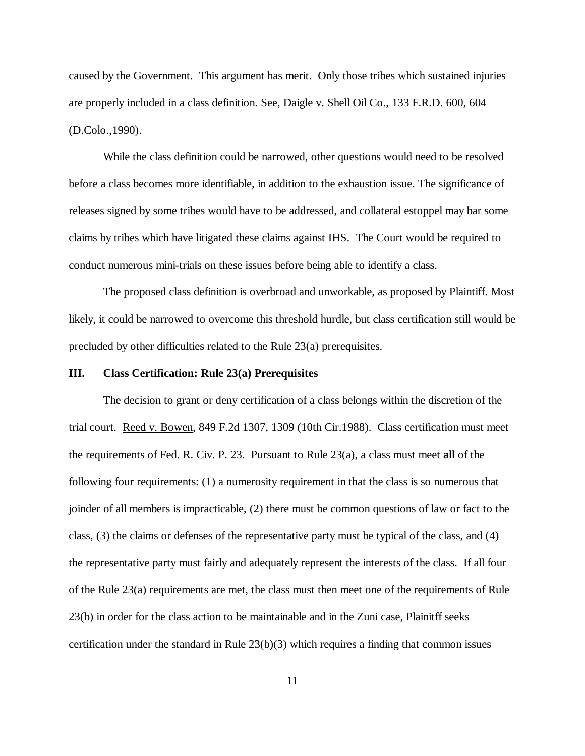caused by the Government. This argument has merit. Only those tribes which sustained injuries are properly included in a class definition. See, Daigle v. Shell Oil Co., 133 F.R.D. 600, 604 (D.Colo.,1990).

While the class definition could be narrowed, other questions would need to be resolved before a class becomes more identifiable, in addition to the exhaustion issue. The significance of releases signed by some tribes would have to be addressed, and collateral estoppel may bar some claims by tribes which have litigated these claims against IHS. The Court would be required to conduct numerous mini-trials on these issues before being able to identify a class.

The proposed class definition is overbroad and unworkable, as proposed by Plaintiff. Most likely, it could be narrowed to overcome this threshold hurdle, but class certification still would be precluded by other difficulties related to the Rule 23(a) prerequisites.

## III. Class Certification: Rule 23(a) Prerequisites

The decision to grant or deny certification of a class belongs within the discretion of the trial court. Reed v. Bowen, 849 F.2d 1307, 1309 (10th Cir.1988). Class certification must meet the requirements of Fed. R. Civ. P. 23. Pursuant to Rule 23(a), a class must meet **all** of the following four requirements: (1) a numerosity requirement in that the class is so numerous that joinder of all members is impracticable, (2) there must be common questions of law or fact to the class, (3) the claims or defenses of the representative party must be typical of the class, and (4) the representative party must fairly and adequately represent the interests of the class. If all four of the Rule 23(a) requirements are met, the class must then meet one of the requirements of Rule 23(b) in order for the class action to be maintainable and in the Zuni case, Plainitff seeks certification under the standard in Rule 23(b)(3) which requires a finding that common issues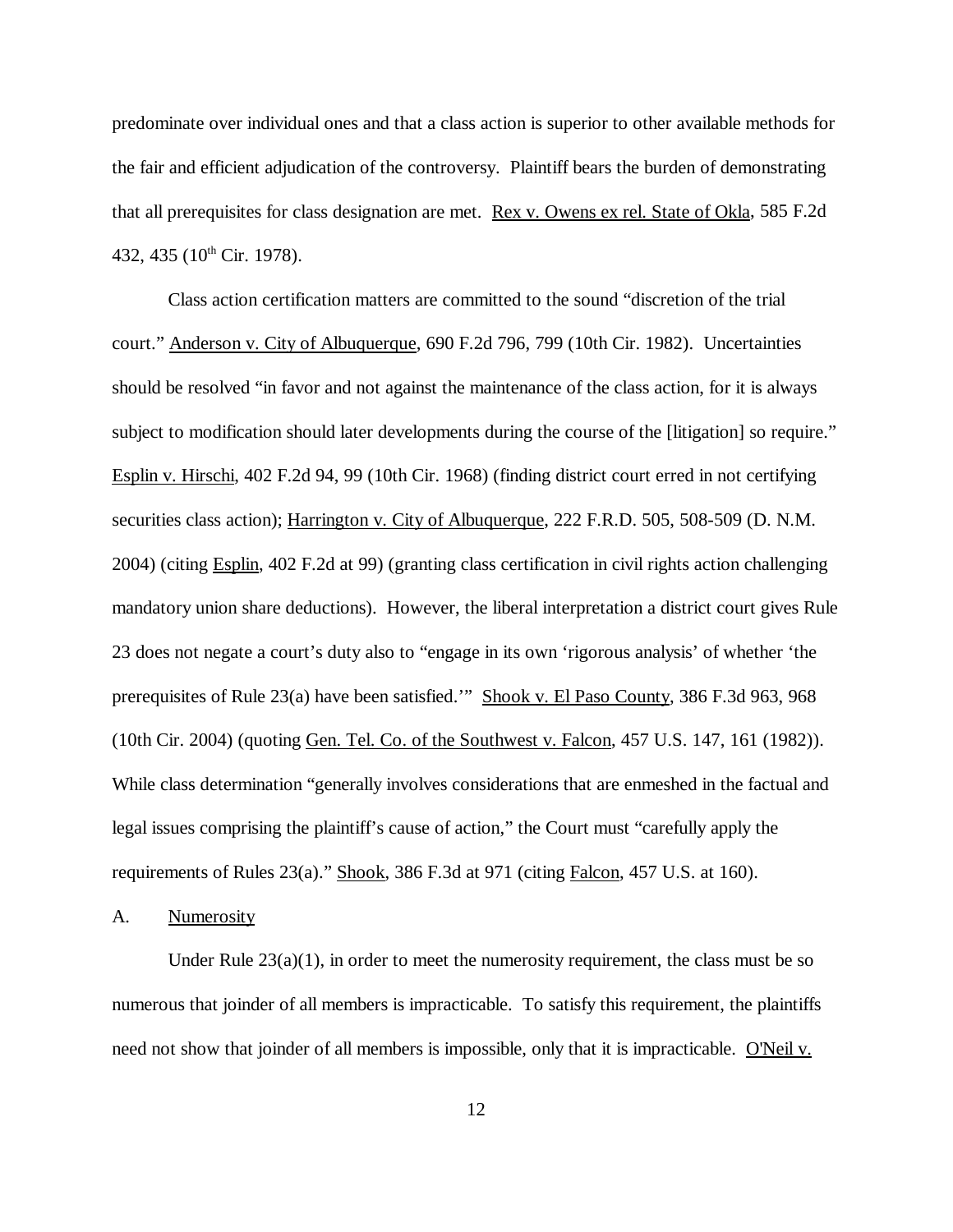predominate over individual ones and that a class action is superior to other available methods for the fair and efficient adjudication of the controversy. Plaintiff bears the burden of demonstrating that all prerequisites for class designation are met. Rex v. Owens ex rel. State of Okla, 585 F.2d 432, 435 (10th Cir. 1978).

Class action certification matters are committed to the sound "discretion of the trial court." Anderson v. City of Albuquerque, 690 F.2d 796, 799 (10th Cir. 1982). Uncertainties should be resolved "in favor and not against the maintenance of the class action, for it is always subject to modification should later developments during the course of the [litigation] so require." Esplin v. Hirschi, 402 F.2d 94, 99 (10th Cir. 1968) (finding district court erred in not certifying securities class action); Harrington v. City of Albuquerque, 222 F.R.D. 505, 508-509 (D. N.M. 2004) (citing Esplin, 402 F.2d at 99) (granting class certification in civil rights action challenging mandatory union share deductions). However, the liberal interpretation a district court gives Rule 23 does not negate a court's duty also to "engage in its own 'rigorous analysis' of whether 'the prerequisites of Rule 23(a) have been satisfied.'" Shook v. El Paso County, 386 F.3d 963, 968 (10th Cir. 2004) (quoting Gen. Tel. Co. of the Southwest v. Falcon, 457 U.S. 147, 161 (1982)). While class determination "generally involves considerations that are enmeshed in the factual and legal issues comprising the plaintiff's cause of action," the Court must "carefully apply the requirements of Rules 23(a)." Shook, 386 F.3d at 971 (citing Falcon, 457 U.S. at 160).

A. Numerosity

Under Rule 23(a)(1), in order to meet the numerosity requirement, the class must be so numerous that joinder of all members is impracticable. To satisfy this requirement, the plaintiffs need not show that joinder of all members is impossible, only that it is impracticable. O'Neil v.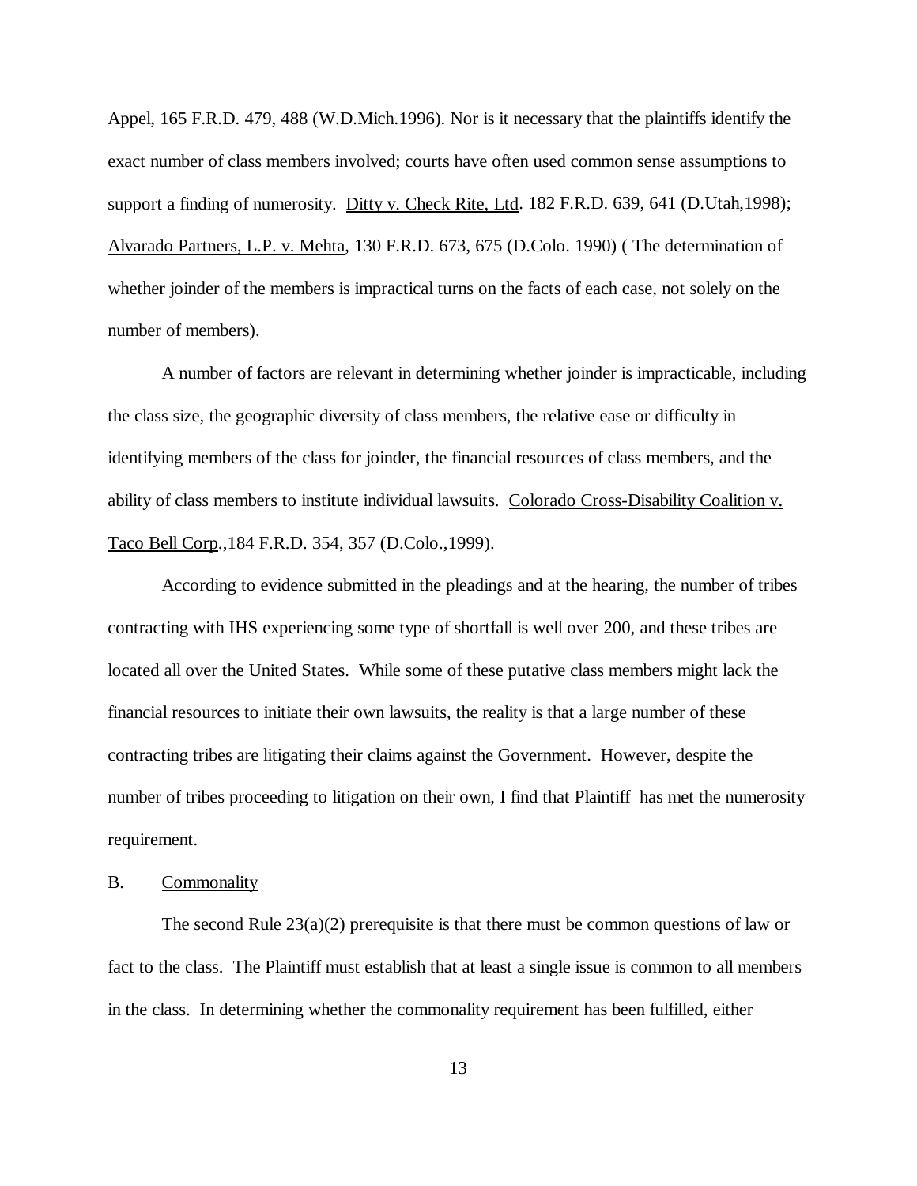Appel, 165 F.R.D. 479, 488 (W.D.Mich.1996). Nor is it necessary that the plaintiffs identify the exact number of class members involved; courts have often used common sense assumptions to support a finding of numerosity. Ditty v. Check Rite, Ltd. 182 F.R.D. 639, 641 (D.Utah,1998); Alvarado Partners, L.P. v. Mehta, 130 F.R.D. 673, 675 (D.Colo. 1990) ( The determination of whether joinder of the members is impractical turns on the facts of each case, not solely on the number of members).

A number of factors are relevant in determining whether joinder is impracticable, including the class size, the geographic diversity of class members, the relative ease or difficulty in identifying members of the class for joinder, the financial resources of class members, and the ability of class members to institute individual lawsuits. Colorado Cross-Disability Coalition v. Taco Bell Corp.,184 F.R.D. 354, 357 (D.Colo.,1999).

According to evidence submitted in the pleadings and at the hearing, the number of tribes contracting with IHS experiencing some type of shortfall is well over 200, and these tribes are located all over the United States. While some of these putative class members might lack the financial resources to initiate their own lawsuits, the reality is that a large number of these contracting tribes are litigating their claims against the Government. However, despite the number of tribes proceeding to litigation on their own, I find that Plaintiff has met the numerosity requirement.

B. Commonality

The second Rule 23(a)(2) prerequisite is that there must be common questions of law or fact to the class. The Plaintiff must establish that at least a single issue is common to all members in the class. In determining whether the commonality requirement has been fulfilled, either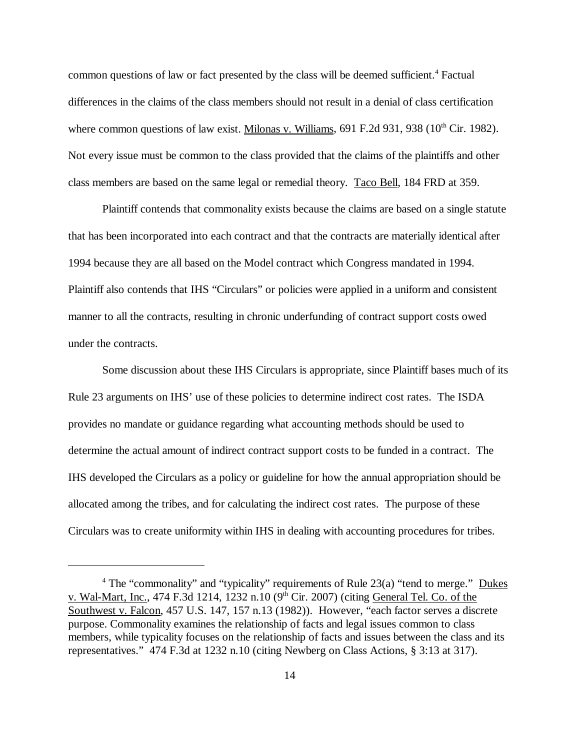common questions of law or fact presented by the class will be deemed sufficient.[4] Factual differences in the claims of the class members should not result in a denial of class certification where common questions of law exist. Milonas v. Williams, 691 F.2d 931, 938 (10th Cir. 1982). Not every issue must be common to the class provided that the claims of the plaintiffs and other class members are based on the same legal or remedial theory. Taco Bell, 184 FRD at 359.

Plaintiff contends that commonality exists because the claims are based on a single statute that has been incorporated into each contract and that the contracts are materially identical after 1994 because they are all based on the Model contract which Congress mandated in 1994. Plaintiff also contends that IHS "Circulars" or policies were applied in a uniform and consistent manner to all the contracts, resulting in chronic underfunding of contract support costs owed under the contracts.

Some discussion about these IHS Circulars is appropriate, since Plaintiff bases much of its Rule 23 arguments on IHS' use of these policies to determine indirect cost rates. The ISDA provides no mandate or guidance regarding what accounting methods should be used to determine the actual amount of indirect contract support costs to be funded in a contract. The IHS developed the Circulars as a policy or guideline for how the annual appropriation should be allocated among the tribes, and for calculating the indirect cost rates. The purpose of these Circulars was to create uniformity within IHS in dealing with accounting procedures for tribes.

---

[4] The "commonality" and "typicality" requirements of Rule 23(a) "tend to merge." Dukes v. Wal-Mart, Inc., 474 F.3d 1214, 1232 n.10 (9th Cir. 2007) (citing General Tel. Co. of the Southwest v. Falcon, 457 U.S. 147, 157 n.13 (1982)). However, "each factor serves a discrete purpose. Commonality examines the relationship of facts and legal issues common to class members, while typicality focuses on the relationship of facts and issues between the class and its representatives." 474 F.3d at 1232 n.10 (citing Newberg on Class Actions, § 3:13 at 317).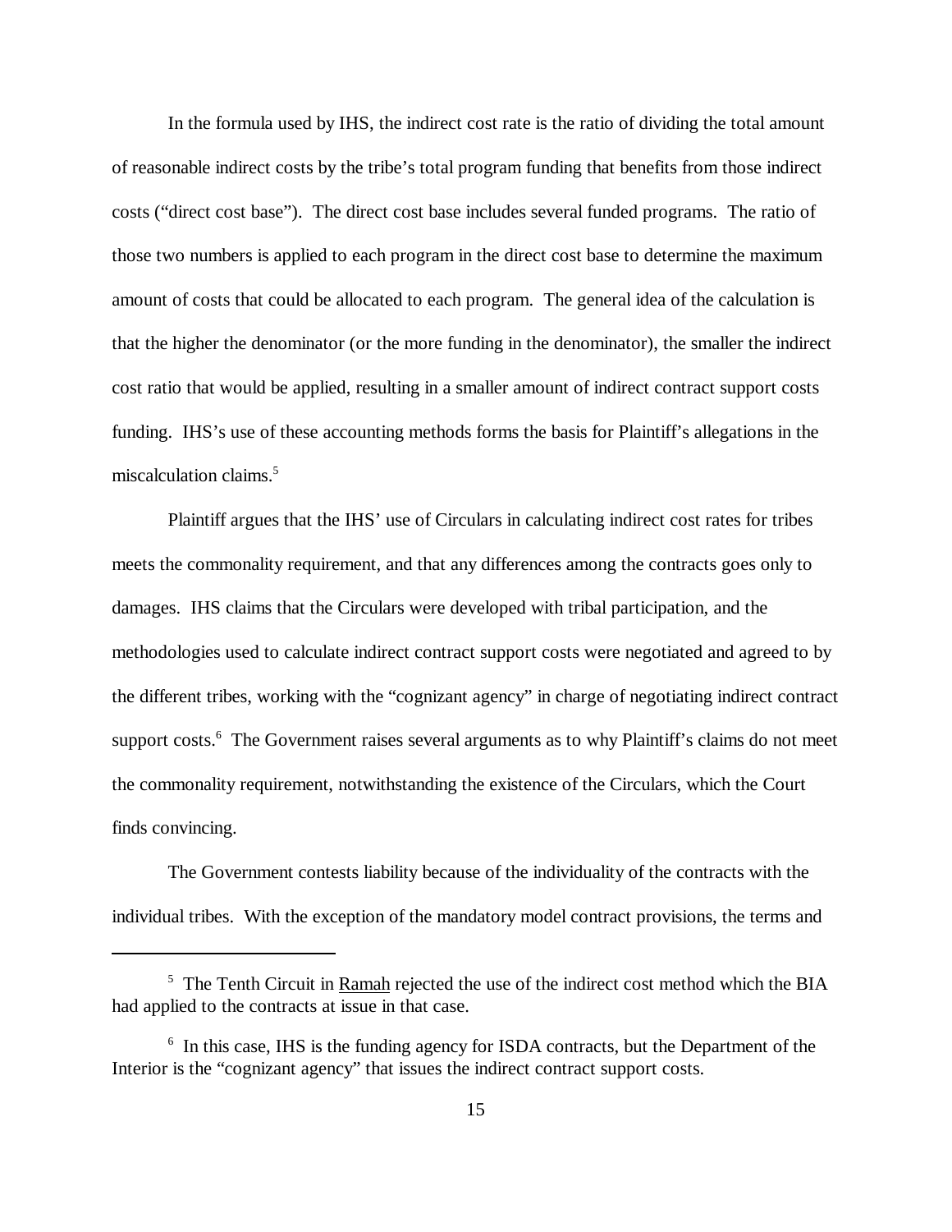In the formula used by IHS, the indirect cost rate is the ratio of dividing the total amount of reasonable indirect costs by the tribe's total program funding that benefits from those indirect costs ("direct cost base"). The direct cost base includes several funded programs. The ratio of those two numbers is applied to each program in the direct cost base to determine the maximum amount of costs that could be allocated to each program. The general idea of the calculation is that the higher the denominator (or the more funding in the denominator), the smaller the indirect cost ratio that would be applied, resulting in a smaller amount of indirect contract support costs funding. IHS's use of these accounting methods forms the basis for Plaintiff's allegations in the miscalculation claims.[5]

Plaintiff argues that the IHS' use of Circulars in calculating indirect cost rates for tribes meets the commonality requirement, and that any differences among the contracts goes only to damages. IHS claims that the Circulars were developed with tribal participation, and the methodologies used to calculate indirect contract support costs were negotiated and agreed to by the different tribes, working with the "cognizant agency" in charge of negotiating indirect contract support costs.[6] The Government raises several arguments as to why Plaintiff's claims do not meet the commonality requirement, notwithstanding the existence of the Circulars, which the Court finds convincing.

The Government contests liability because of the individuality of the contracts with the individual tribes. With the exception of the mandatory model contract provisions, the terms and

[5] The Tenth Circuit in Ramah rejected the use of the indirect cost method which the BIA had applied to the contracts at issue in that case.

[6] In this case, IHS is the funding agency for ISDA contracts, but the Department of the Interior is the "cognizant agency" that issues the indirect contract support costs.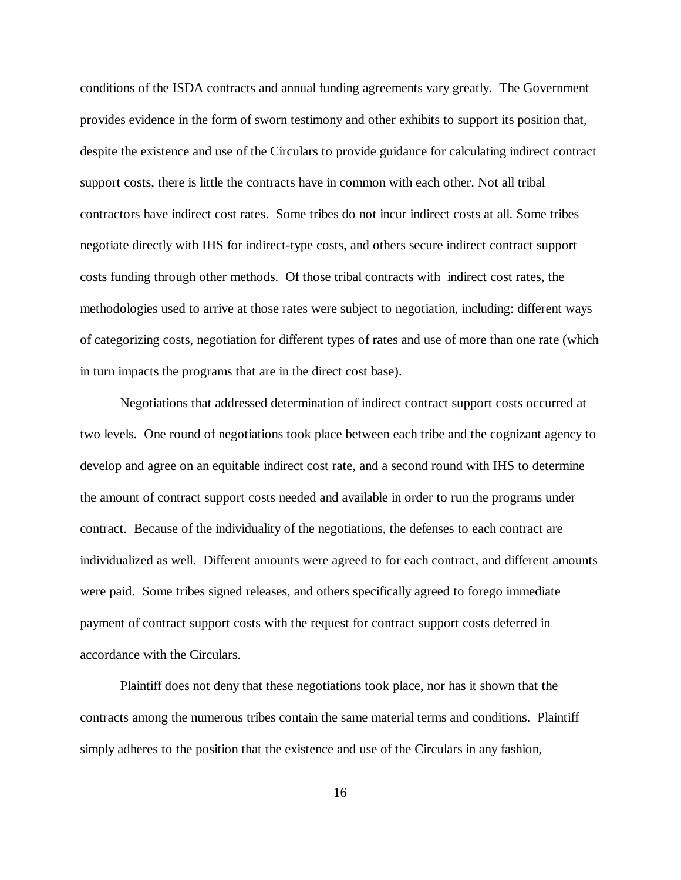conditions of the ISDA contracts and annual funding agreements vary greatly. The Government provides evidence in the form of sworn testimony and other exhibits to support its position that, despite the existence and use of the Circulars to provide guidance for calculating indirect contract support costs, there is little the contracts have in common with each other. Not all tribal contractors have indirect cost rates. Some tribes do not incur indirect costs at all. Some tribes negotiate directly with IHS for indirect-type costs, and others secure indirect contract support costs funding through other methods. Of those tribal contracts with indirect cost rates, the methodologies used to arrive at those rates were subject to negotiation, including: different ways of categorizing costs, negotiation for different types of rates and use of more than one rate (which in turn impacts the programs that are in the direct cost base).

Negotiations that addressed determination of indirect contract support costs occurred at two levels. One round of negotiations took place between each tribe and the cognizant agency to develop and agree on an equitable indirect cost rate, and a second round with IHS to determine the amount of contract support costs needed and available in order to run the programs under contract. Because of the individuality of the negotiations, the defenses to each contract are individualized as well. Different amounts were agreed to for each contract, and different amounts were paid. Some tribes signed releases, and others specifically agreed to forego immediate payment of contract support costs with the request for contract support costs deferred in accordance with the Circulars.

Plaintiff does not deny that these negotiations took place, nor has it shown that the contracts among the numerous tribes contain the same material terms and conditions. Plaintiff simply adheres to the position that the existence and use of the Circulars in any fashion,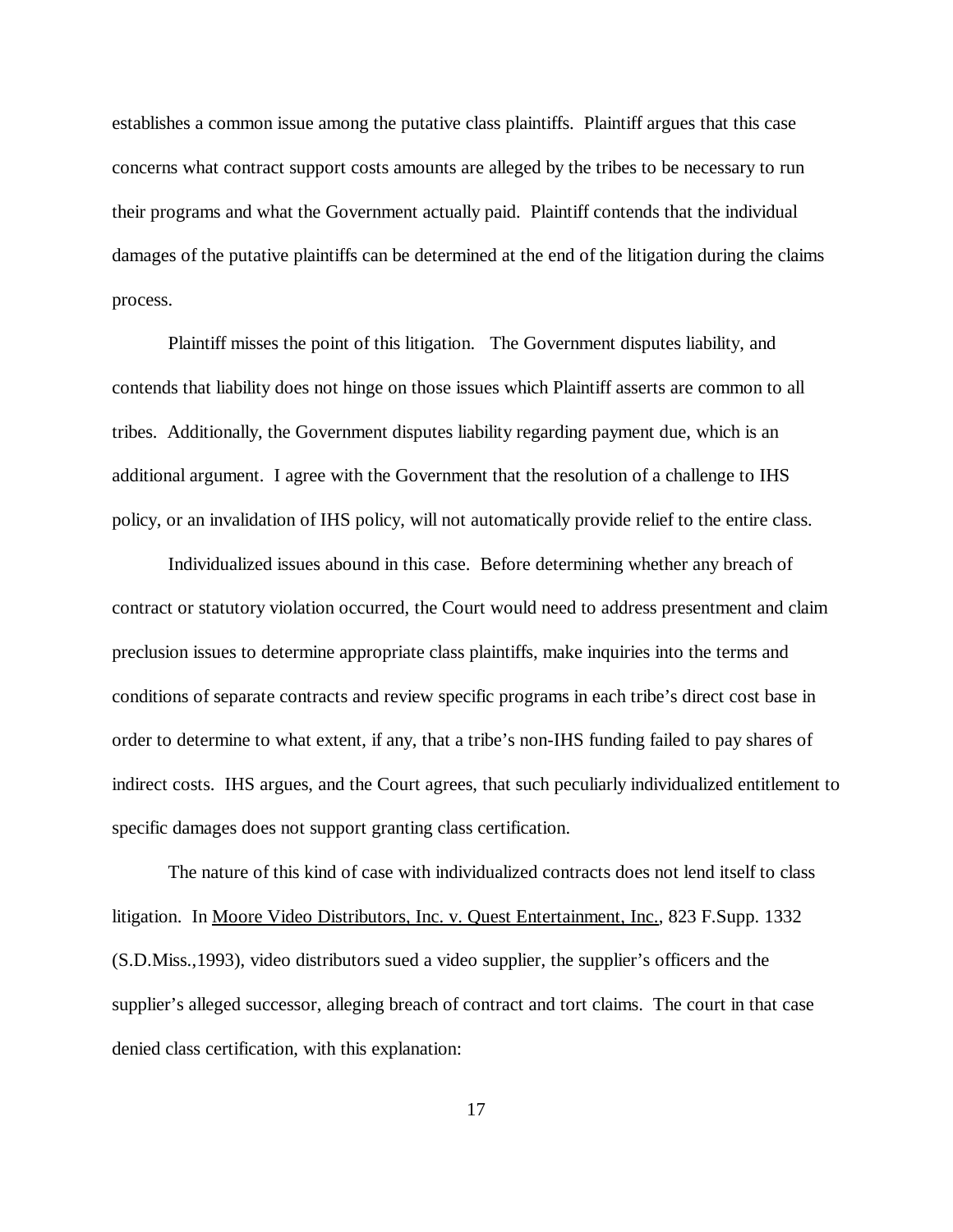establishes a common issue among the putative class plaintiffs. Plaintiff argues that this case concerns what contract support costs amounts are alleged by the tribes to be necessary to run their programs and what the Government actually paid. Plaintiff contends that the individual damages of the putative plaintiffs can be determined at the end of the litigation during the claims process.

Plaintiff misses the point of this litigation. The Government disputes liability, and contends that liability does not hinge on those issues which Plaintiff asserts are common to all tribes. Additionally, the Government disputes liability regarding payment due, which is an additional argument. I agree with the Government that the resolution of a challenge to IHS policy, or an invalidation of IHS policy, will not automatically provide relief to the entire class.

Individualized issues abound in this case. Before determining whether any breach of contract or statutory violation occurred, the Court would need to address presentment and claim preclusion issues to determine appropriate class plaintiffs, make inquiries into the terms and conditions of separate contracts and review specific programs in each tribe's direct cost base in order to determine to what extent, if any, that a tribe's non-IHS funding failed to pay shares of indirect costs. IHS argues, and the Court agrees, that such peculiarly individualized entitlement to specific damages does not support granting class certification.

The nature of this kind of case with individualized contracts does not lend itself to class litigation. In Moore Video Distributors, Inc. v. Quest Entertainment, Inc., 823 F.Supp. 1332 (S.D.Miss.,1993), video distributors sued a video supplier, the supplier's officers and the supplier's alleged successor, alleging breach of contract and tort claims. The court in that case denied class certification, with this explanation: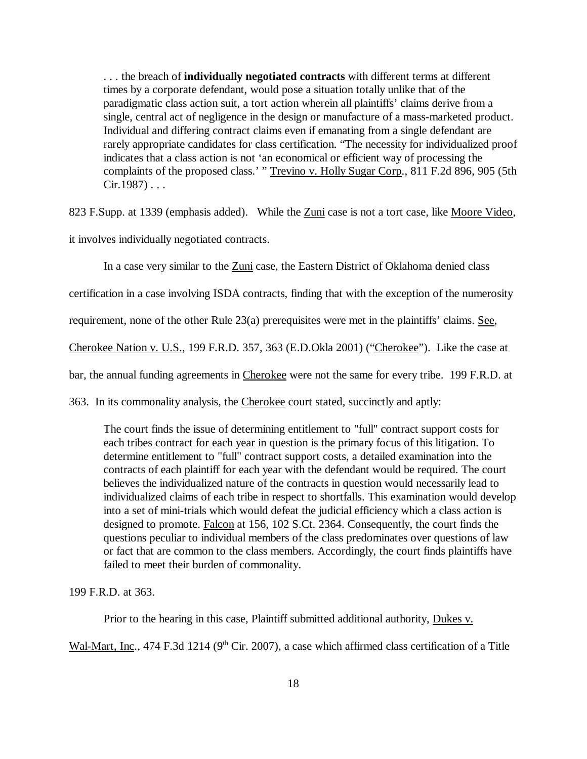> . . . the breach of **individually negotiated contracts** with different terms at different times by a corporate defendant, would pose a situation totally unlike that of the paradigmatic class action suit, a tort action wherein all plaintiffs' claims derive from a single, central act of negligence in the design or manufacture of a mass-marketed product. Individual and differing contract claims even if emanating from a single defendant are rarely appropriate candidates for class certification. "The necessity for individualized proof indicates that a class action is not 'an economical or efficient way of processing the complaints of the proposed class.' " Trevino v. Holly Sugar Corp., 811 F.2d 896, 905 (5th Cir.1987) . . .

823 F.Supp. at 1339 (emphasis added). While the Zuni case is not a tort case, like Moore Video, it involves individually negotiated contracts.

In a case very similar to the Zuni case, the Eastern District of Oklahoma denied class certification in a case involving ISDA contracts, finding that with the exception of the numerosity requirement, none of the other Rule 23(a) prerequisites were met in the plaintiffs' claims. See, Cherokee Nation v. U.S., 199 F.R.D. 357, 363 (E.D.Okla 2001) ("Cherokee"). Like the case at bar, the annual funding agreements in Cherokee were not the same for every tribe. 199 F.R.D. at 363. In its commonality analysis, the Cherokee court stated, succinctly and aptly:

> The court finds the issue of determining entitlement to "full" contract support costs for each tribes contract for each year in question is the primary focus of this litigation. To determine entitlement to "full" contract support costs, a detailed examination into the contracts of each plaintiff for each year with the defendant would be required. The court believes the individualized nature of the contracts in question would necessarily lead to individualized claims of each tribe in respect to shortfalls. This examination would develop into a set of mini-trials which would defeat the judicial efficiency which a class action is designed to promote. Falcon at 156, 102 S.Ct. 2364. Consequently, the court finds the questions peculiar to individual members of the class predominates over questions of law or fact that are common to the class members. Accordingly, the court finds plaintiffs have failed to meet their burden of commonality.

199 F.R.D. at 363.

Prior to the hearing in this case, Plaintiff submitted additional authority, Dukes v. Wal-Mart, Inc., 474 F.3d 1214 (9th Cir. 2007), a case which affirmed class certification of a Title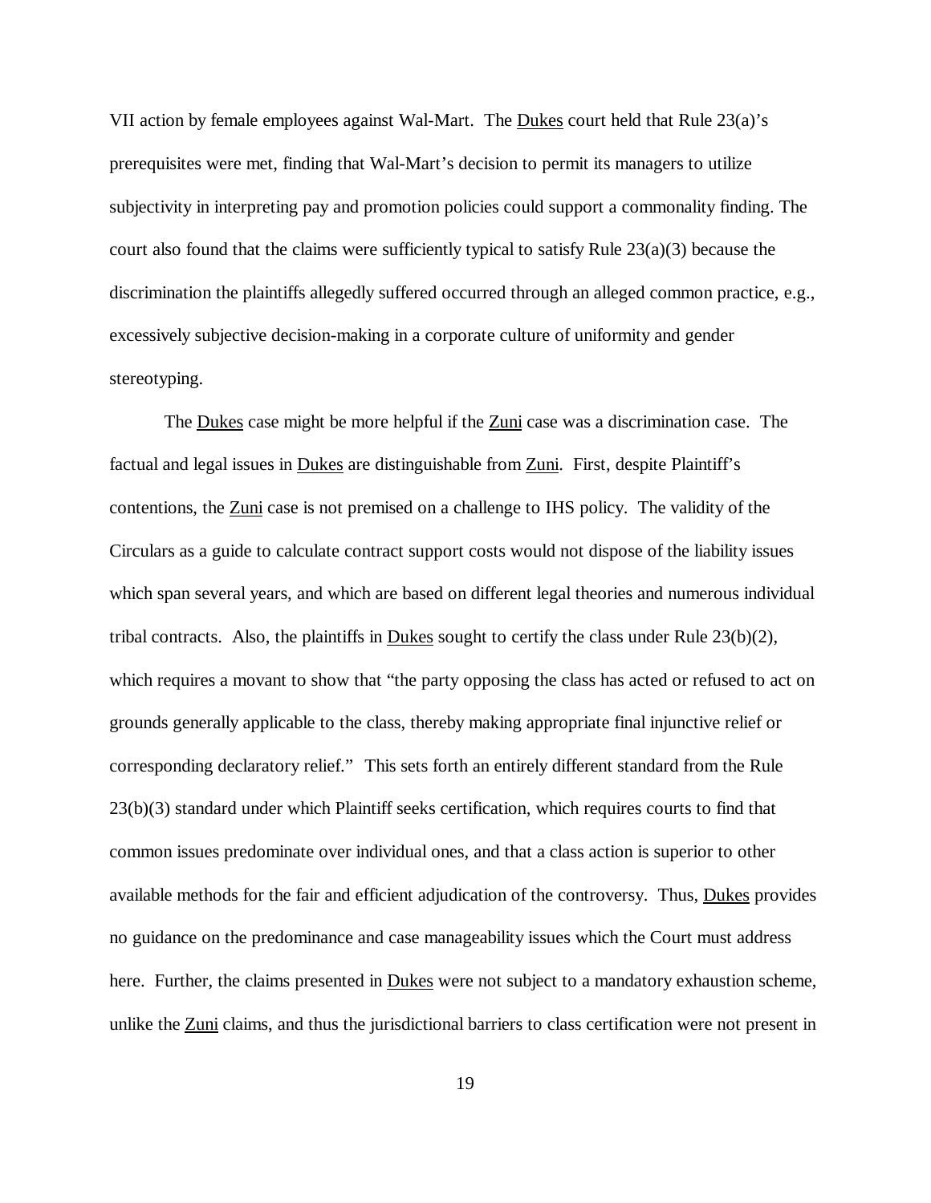VII action by female employees against Wal-Mart. The Dukes court held that Rule 23(a)'s prerequisites were met, finding that Wal-Mart's decision to permit its managers to utilize subjectivity in interpreting pay and promotion policies could support a commonality finding. The court also found that the claims were sufficiently typical to satisfy Rule 23(a)(3) because the discrimination the plaintiffs allegedly suffered occurred through an alleged common practice, e.g., excessively subjective decision-making in a corporate culture of uniformity and gender stereotyping.

The Dukes case might be more helpful if the Zuni case was a discrimination case. The factual and legal issues in Dukes are distinguishable from Zuni. First, despite Plaintiff's contentions, the Zuni case is not premised on a challenge to IHS policy. The validity of the Circulars as a guide to calculate contract support costs would not dispose of the liability issues which span several years, and which are based on different legal theories and numerous individual tribal contracts. Also, the plaintiffs in Dukes sought to certify the class under Rule 23(b)(2), which requires a movant to show that "the party opposing the class has acted or refused to act on grounds generally applicable to the class, thereby making appropriate final injunctive relief or corresponding declaratory relief." This sets forth an entirely different standard from the Rule 23(b)(3) standard under which Plaintiff seeks certification, which requires courts to find that common issues predominate over individual ones, and that a class action is superior to other available methods for the fair and efficient adjudication of the controversy. Thus, Dukes provides no guidance on the predominance and case manageability issues which the Court must address here. Further, the claims presented in Dukes were not subject to a mandatory exhaustion scheme, unlike the Zuni claims, and thus the jurisdictional barriers to class certification were not present in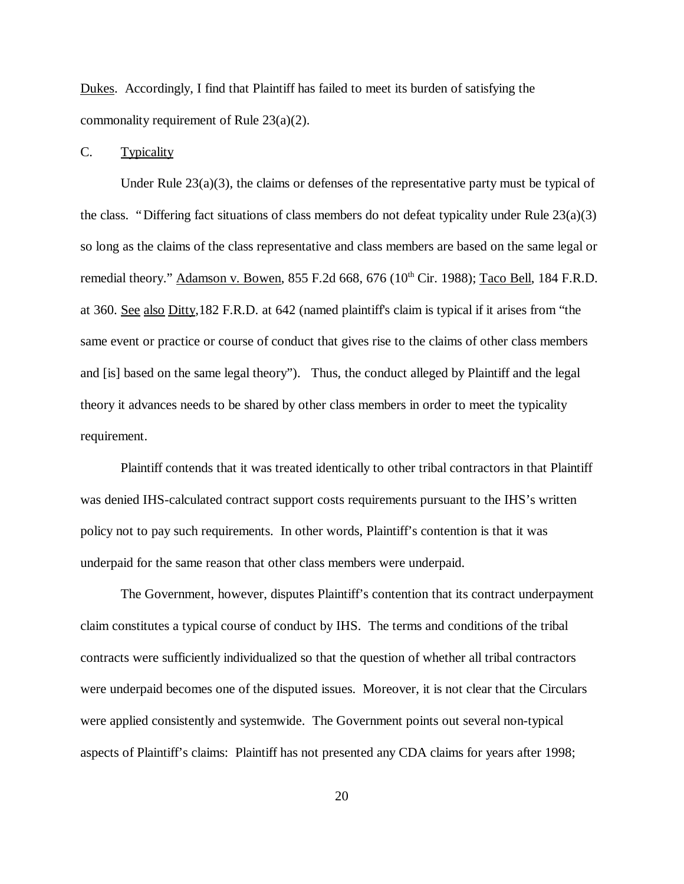Dukes. Accordingly, I find that Plaintiff has failed to meet its burden of satisfying the commonality requirement of Rule 23(a)(2).

C. Typicality

Under Rule 23(a)(3), the claims or defenses of the representative party must be typical of the class. "Differing fact situations of class members do not defeat typicality under Rule 23(a)(3) so long as the claims of the class representative and class members are based on the same legal or remedial theory." Adamson v. Bowen, 855 F.2d 668, 676 (10th Cir. 1988); Taco Bell, 184 F.R.D. at 360. See also Ditty, 182 F.R.D. at 642 (named plaintiff's claim is typical if it arises from "the same event or practice or course of conduct that gives rise to the claims of other class members and [is] based on the same legal theory"). Thus, the conduct alleged by Plaintiff and the legal theory it advances needs to be shared by other class members in order to meet the typicality requirement.

Plaintiff contends that it was treated identically to other tribal contractors in that Plaintiff was denied IHS-calculated contract support costs requirements pursuant to the IHS's written policy not to pay such requirements. In other words, Plaintiff's contention is that it was underpaid for the same reason that other class members were underpaid.

The Government, however, disputes Plaintiff's contention that its contract underpayment claim constitutes a typical course of conduct by IHS. The terms and conditions of the tribal contracts were sufficiently individualized so that the question of whether all tribal contractors were underpaid becomes one of the disputed issues. Moreover, it is not clear that the Circulars were applied consistently and systemwide. The Government points out several non-typical aspects of Plaintiff's claims: Plaintiff has not presented any CDA claims for years after 1998;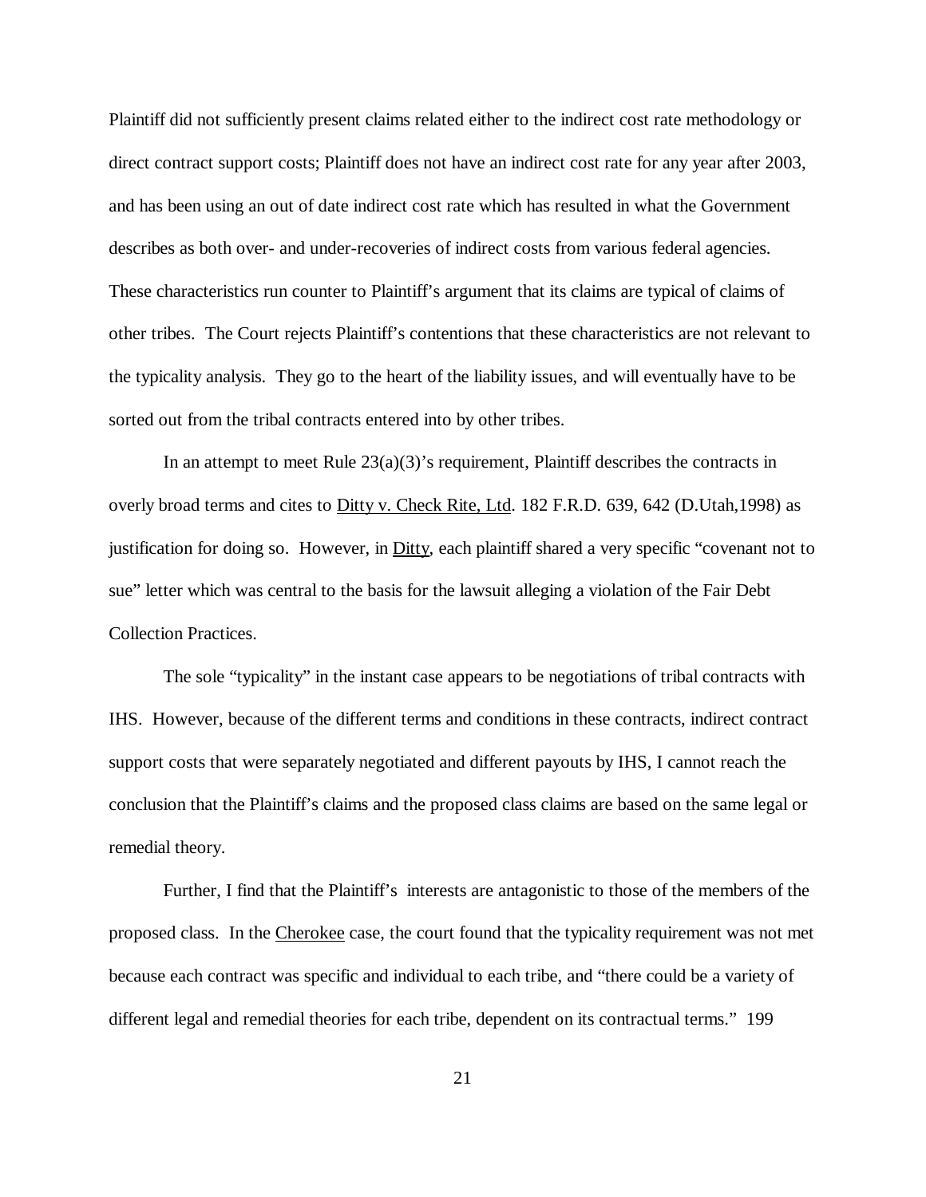Plaintiff did not sufficiently present claims related either to the indirect cost rate methodology or direct contract support costs; Plaintiff does not have an indirect cost rate for any year after 2003, and has been using an out of date indirect cost rate which has resulted in what the Government describes as both over- and under-recoveries of indirect costs from various federal agencies. These characteristics run counter to Plaintiff's argument that its claims are typical of claims of other tribes. The Court rejects Plaintiff's contentions that these characteristics are not relevant to the typicality analysis. They go to the heart of the liability issues, and will eventually have to be sorted out from the tribal contracts entered into by other tribes.

In an attempt to meet Rule 23(a)(3)'s requirement, Plaintiff describes the contracts in overly broad terms and cites to Ditty v. Check Rite, Ltd. 182 F.R.D. 639, 642 (D.Utah,1998) as justification for doing so. However, in Ditty, each plaintiff shared a very specific "covenant not to sue" letter which was central to the basis for the lawsuit alleging a violation of the Fair Debt Collection Practices.

The sole "typicality" in the instant case appears to be negotiations of tribal contracts with IHS. However, because of the different terms and conditions in these contracts, indirect contract support costs that were separately negotiated and different payouts by IHS, I cannot reach the conclusion that the Plaintiff's claims and the proposed class claims are based on the same legal or remedial theory.

Further, I find that the Plaintiff's interests are antagonistic to those of the members of the proposed class. In the Cherokee case, the court found that the typicality requirement was not met because each contract was specific and individual to each tribe, and "there could be a variety of different legal and remedial theories for each tribe, dependent on its contractual terms." 199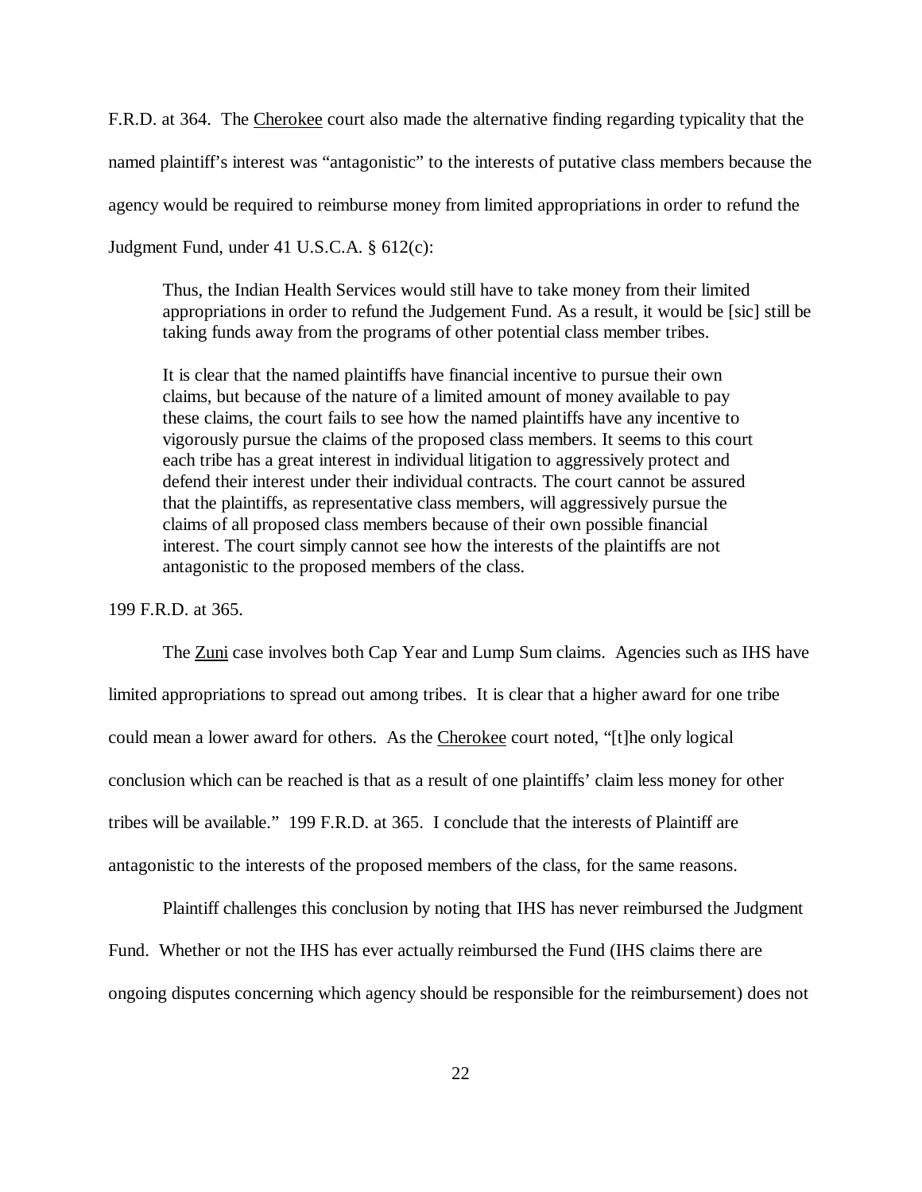F.R.D. at 364. The Cherokee court also made the alternative finding regarding typicality that the named plaintiff's interest was "antagonistic" to the interests of putative class members because the agency would be required to reimburse money from limited appropriations in order to refund the Judgment Fund, under 41 U.S.C.A. § 612(c):

> Thus, the Indian Health Services would still have to take money from their limited appropriations in order to refund the Judgement Fund. As a result, it would be [sic] still be taking funds away from the programs of other potential class member tribes.
>
> It is clear that the named plaintiffs have financial incentive to pursue their own claims, but because of the nature of a limited amount of money available to pay these claims, the court fails to see how the named plaintiffs have any incentive to vigorously pursue the claims of the proposed class members. It seems to this court each tribe has a great interest in individual litigation to aggressively protect and defend their interest under their individual contracts. The court cannot be assured that the plaintiffs, as representative class members, will aggressively pursue the claims of all proposed class members because of their own possible financial interest. The court simply cannot see how the interests of the plaintiffs are not antagonistic to the proposed members of the class.

199 F.R.D. at 365.

The Zuni case involves both Cap Year and Lump Sum claims. Agencies such as IHS have limited appropriations to spread out among tribes. It is clear that a higher award for one tribe could mean a lower award for others. As the Cherokee court noted, "[t]he only logical conclusion which can be reached is that as a result of one plaintiffs' claim less money for other tribes will be available." 199 F.R.D. at 365. I conclude that the interests of Plaintiff are antagonistic to the interests of the proposed members of the class, for the same reasons.

Plaintiff challenges this conclusion by noting that IHS has never reimbursed the Judgment Fund. Whether or not the IHS has ever actually reimbursed the Fund (IHS claims there are ongoing disputes concerning which agency should be responsible for the reimbursement) does not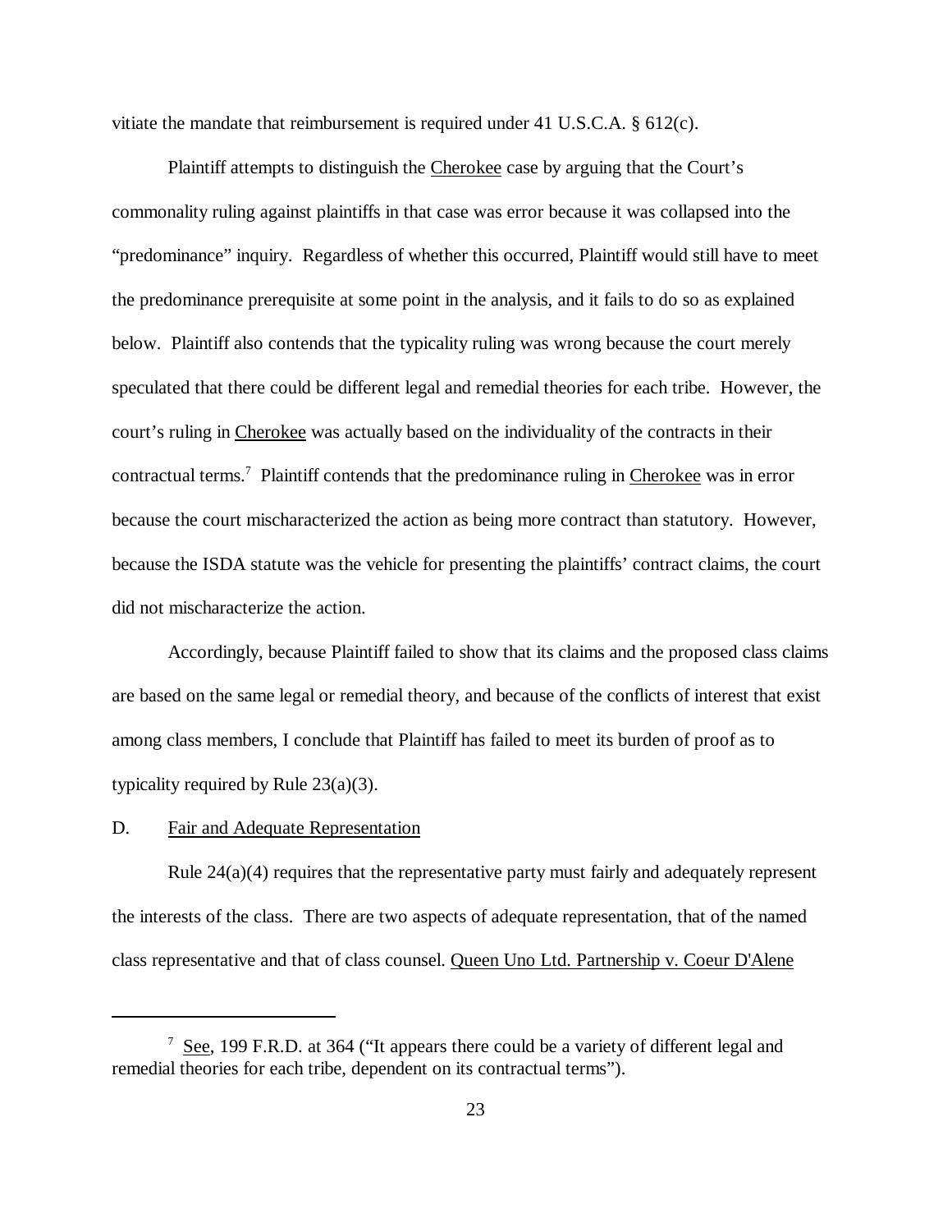vitiate the mandate that reimbursement is required under 41 U.S.C.A. § 612(c).

Plaintiff attempts to distinguish the Cherokee case by arguing that the Court's commonality ruling against plaintiffs in that case was error because it was collapsed into the "predominance" inquiry. Regardless of whether this occurred, Plaintiff would still have to meet the predominance prerequisite at some point in the analysis, and it fails to do so as explained below. Plaintiff also contends that the typicality ruling was wrong because the court merely speculated that there could be different legal and remedial theories for each tribe. However, the court's ruling in Cherokee was actually based on the individuality of the contracts in their contractual terms.[7] Plaintiff contends that the predominance ruling in Cherokee was in error because the court mischaracterized the action as being more contract than statutory. However, because the ISDA statute was the vehicle for presenting the plaintiffs' contract claims, the court did not mischaracterize the action.

Accordingly, because Plaintiff failed to show that its claims and the proposed class claims are based on the same legal or remedial theory, and because of the conflicts of interest that exist among class members, I conclude that Plaintiff has failed to meet its burden of proof as to typicality required by Rule 23(a)(3).

## D. Fair and Adequate Representation

Rule 24(a)(4) requires that the representative party must fairly and adequately represent the interests of the class. There are two aspects of adequate representation, that of the named class representative and that of class counsel. Queen Uno Ltd. Partnership v. Coeur D'Alene

---

[7] See, 199 F.R.D. at 364 ("It appears there could be a variety of different legal and remedial theories for each tribe, dependent on its contractual terms").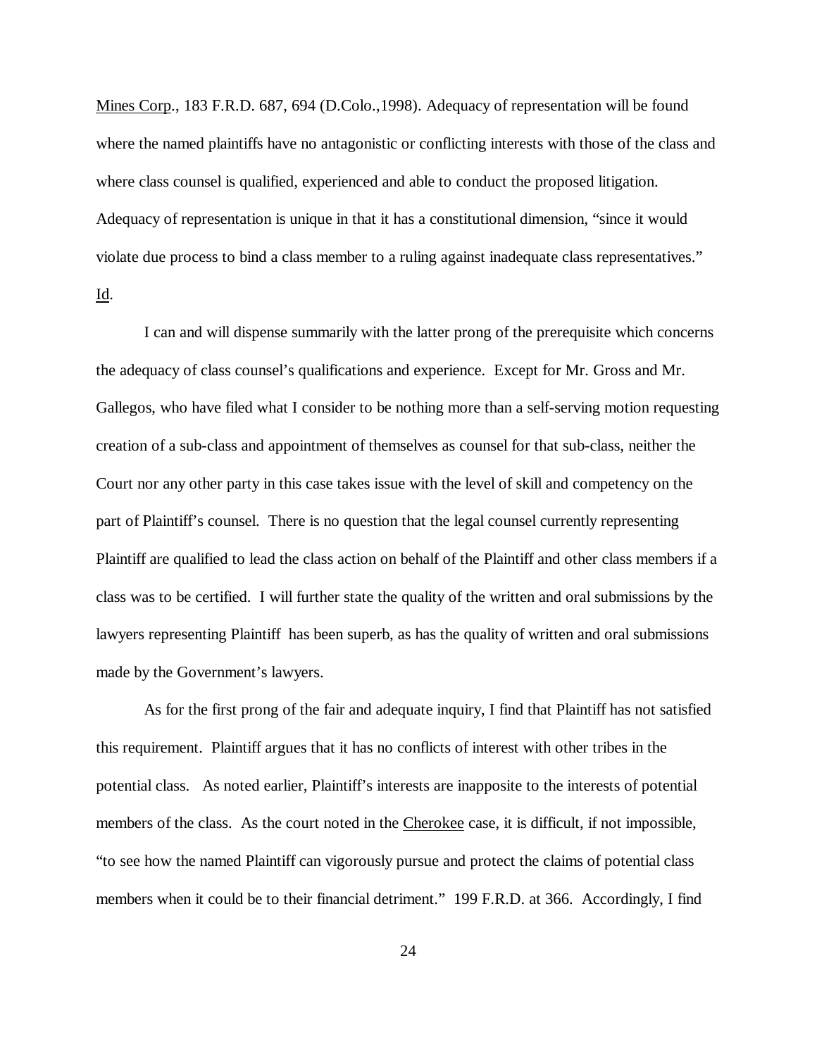Mines Corp., 183 F.R.D. 687, 694 (D.Colo.,1998). Adequacy of representation will be found where the named plaintiffs have no antagonistic or conflicting interests with those of the class and where class counsel is qualified, experienced and able to conduct the proposed litigation. Adequacy of representation is unique in that it has a constitutional dimension, "since it would violate due process to bind a class member to a ruling against inadequate class representatives." Id.

I can and will dispense summarily with the latter prong of the prerequisite which concerns the adequacy of class counsel's qualifications and experience. Except for Mr. Gross and Mr. Gallegos, who have filed what I consider to be nothing more than a self-serving motion requesting creation of a sub-class and appointment of themselves as counsel for that sub-class, neither the Court nor any other party in this case takes issue with the level of skill and competency on the part of Plaintiff's counsel. There is no question that the legal counsel currently representing Plaintiff are qualified to lead the class action on behalf of the Plaintiff and other class members if a class was to be certified. I will further state the quality of the written and oral submissions by the lawyers representing Plaintiff has been superb, as has the quality of written and oral submissions made by the Government's lawyers.

As for the first prong of the fair and adequate inquiry, I find that Plaintiff has not satisfied this requirement. Plaintiff argues that it has no conflicts of interest with other tribes in the potential class. As noted earlier, Plaintiff's interests are inapposite to the interests of potential members of the class. As the court noted in the Cherokee case, it is difficult, if not impossible, "to see how the named Plaintiff can vigorously pursue and protect the claims of potential class members when it could be to their financial detriment." 199 F.R.D. at 366. Accordingly, I find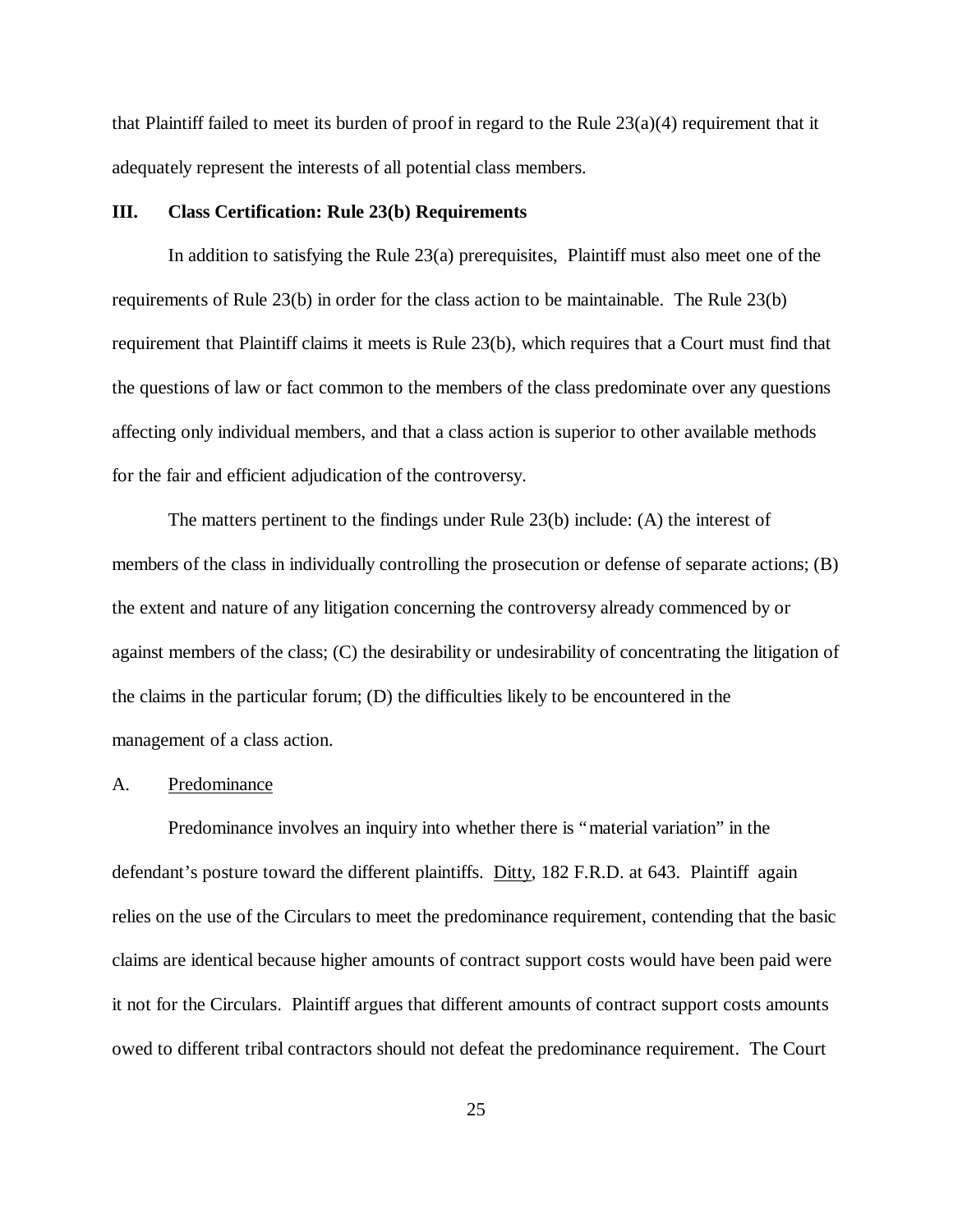that Plaintiff failed to meet its burden of proof in regard to the Rule 23(a)(4) requirement that it adequately represent the interests of all potential class members.

## III. Class Certification: Rule 23(b) Requirements

In addition to satisfying the Rule 23(a) prerequisites, Plaintiff must also meet one of the requirements of Rule 23(b) in order for the class action to be maintainable. The Rule 23(b) requirement that Plaintiff claims it meets is Rule 23(b), which requires that a Court must find that the questions of law or fact common to the members of the class predominate over any questions affecting only individual members, and that a class action is superior to other available methods for the fair and efficient adjudication of the controversy.

The matters pertinent to the findings under Rule 23(b) include: (A) the interest of members of the class in individually controlling the prosecution or defense of separate actions; (B) the extent and nature of any litigation concerning the controversy already commenced by or against members of the class; (C) the desirability or undesirability of concentrating the litigation of the claims in the particular forum; (D) the difficulties likely to be encountered in the management of a class action.

### A. Predominance

Predominance involves an inquiry into whether there is "material variation" in the defendant's posture toward the different plaintiffs. Ditty, 182 F.R.D. at 643. Plaintiff again relies on the use of the Circulars to meet the predominance requirement, contending that the basic claims are identical because higher amounts of contract support costs would have been paid were it not for the Circulars. Plaintiff argues that different amounts of contract support costs amounts owed to different tribal contractors should not defeat the predominance requirement. The Court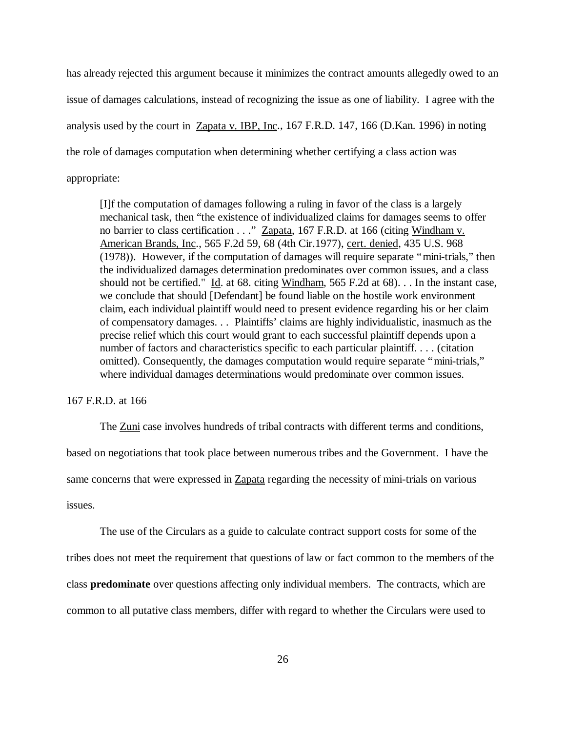has already rejected this argument because it minimizes the contract amounts allegedly owed to an issue of damages calculations, instead of recognizing the issue as one of liability. I agree with the analysis used by the court in Zapata v. IBP, Inc., 167 F.R.D. 147, 166 (D.Kan. 1996) in noting the role of damages computation when determining whether certifying a class action was appropriate:

> [I]f the computation of damages following a ruling in favor of the class is a largely mechanical task, then "the existence of individualized claims for damages seems to offer no barrier to class certification . . ." Zapata, 167 F.R.D. at 166 (citing Windham v. American Brands, Inc., 565 F.2d 59, 68 (4th Cir.1977), cert. denied, 435 U.S. 968 (1978)). However, if the computation of damages will require separate "mini-trials," then the individualized damages determination predominates over common issues, and a class should not be certified." Id. at 68. citing Windham, 565 F.2d at 68). . . In the instant case, we conclude that should [Defendant] be found liable on the hostile work environment claim, each individual plaintiff would need to present evidence regarding his or her claim of compensatory damages. . . Plaintiffs' claims are highly individualistic, inasmuch as the precise relief which this court would grant to each successful plaintiff depends upon a number of factors and characteristics specific to each particular plaintiff. . . . (citation omitted). Consequently, the damages computation would require separate "mini-trials," where individual damages determinations would predominate over common issues.

167 F.R.D. at 166

The Zuni case involves hundreds of tribal contracts with different terms and conditions, based on negotiations that took place between numerous tribes and the Government. I have the same concerns that were expressed in Zapata regarding the necessity of mini-trials on various issues.

The use of the Circulars as a guide to calculate contract support costs for some of the tribes does not meet the requirement that questions of law or fact common to the members of the class **predominate** over questions affecting only individual members. The contracts, which are common to all putative class members, differ with regard to whether the Circulars were used to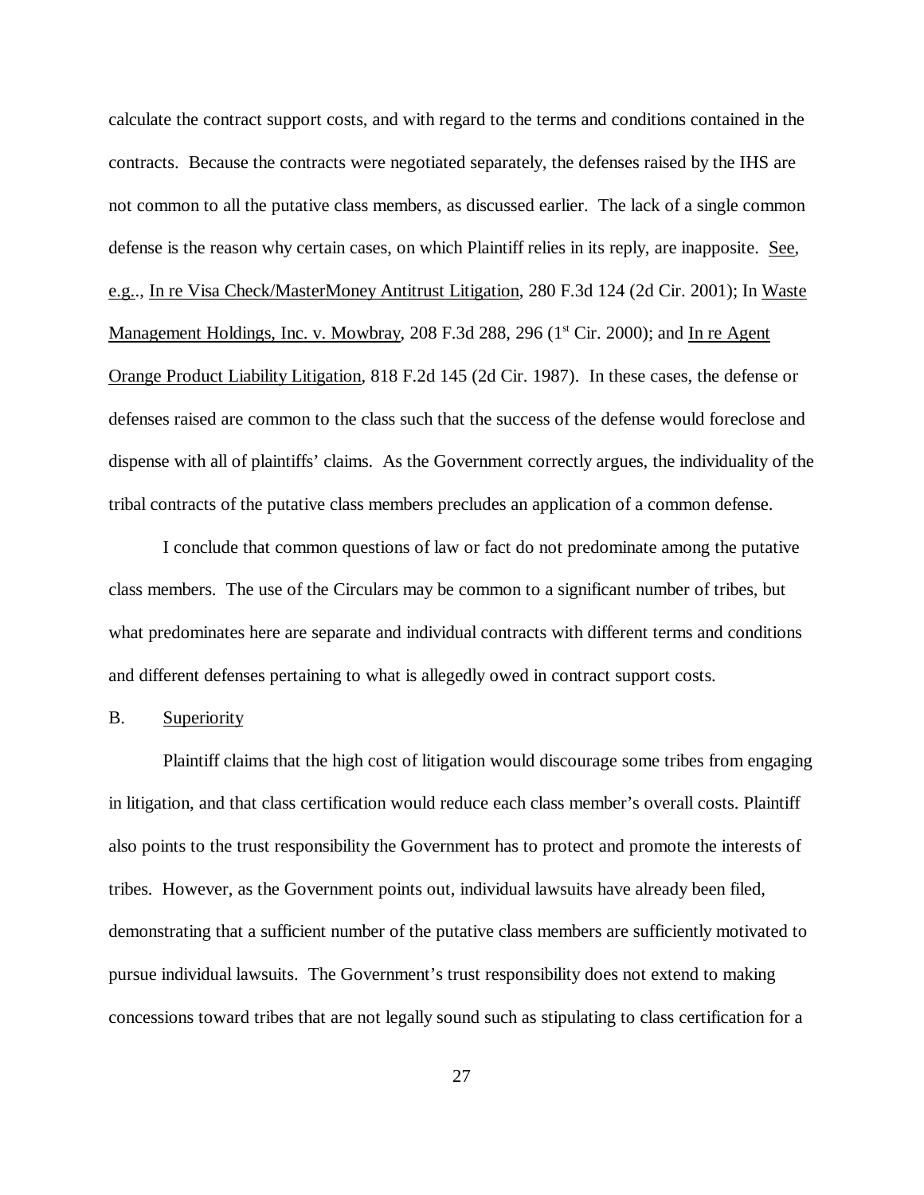calculate the contract support costs, and with regard to the terms and conditions contained in the contracts. Because the contracts were negotiated separately, the defenses raised by the IHS are not common to all the putative class members, as discussed earlier. The lack of a single common defense is the reason why certain cases, on which Plaintiff relies in its reply, are inapposite. See, e.g.., In re Visa Check/MasterMoney Antitrust Litigation, 280 F.3d 124 (2d Cir. 2001); In Waste Management Holdings, Inc. v. Mowbray, 208 F.3d 288, 296 (1st Cir. 2000); and In re Agent Orange Product Liability Litigation, 818 F.2d 145 (2d Cir. 1987). In these cases, the defense or defenses raised are common to the class such that the success of the defense would foreclose and dispense with all of plaintiffs' claims. As the Government correctly argues, the individuality of the tribal contracts of the putative class members precludes an application of a common defense.

I conclude that common questions of law or fact do not predominate among the putative class members. The use of the Circulars may be common to a significant number of tribes, but what predominates here are separate and individual contracts with different terms and conditions and different defenses pertaining to what is allegedly owed in contract support costs.

B. Superiority

Plaintiff claims that the high cost of litigation would discourage some tribes from engaging in litigation, and that class certification would reduce each class member's overall costs. Plaintiff also points to the trust responsibility the Government has to protect and promote the interests of tribes. However, as the Government points out, individual lawsuits have already been filed, demonstrating that a sufficient number of the putative class members are sufficiently motivated to pursue individual lawsuits. The Government's trust responsibility does not extend to making concessions toward tribes that are not legally sound such as stipulating to class certification for a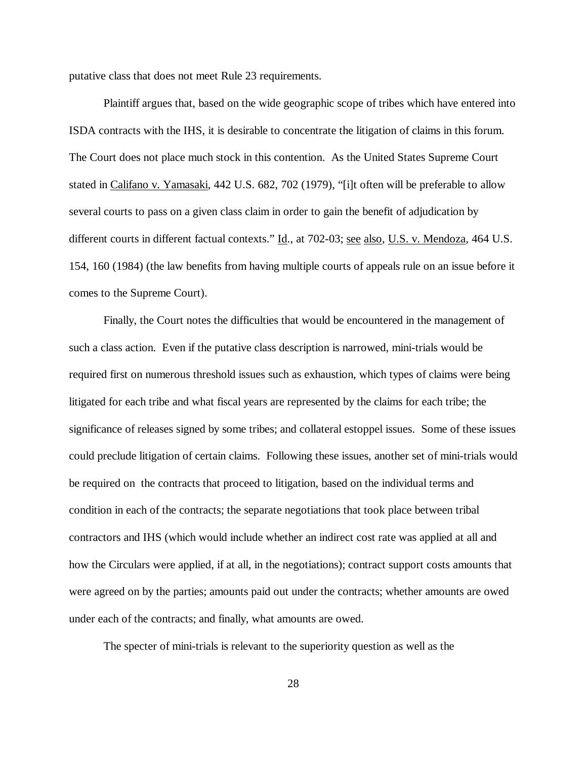putative class that does not meet Rule 23 requirements.

Plaintiff argues that, based on the wide geographic scope of tribes which have entered into ISDA contracts with the IHS, it is desirable to concentrate the litigation of claims in this forum. The Court does not place much stock in this contention. As the United States Supreme Court stated in Califano v. Yamasaki, 442 U.S. 682, 702 (1979), "[i]t often will be preferable to allow several courts to pass on a given class claim in order to gain the benefit of adjudication by different courts in different factual contexts." Id., at 702-03; see also, U.S. v. Mendoza, 464 U.S. 154, 160 (1984) (the law benefits from having multiple courts of appeals rule on an issue before it comes to the Supreme Court).

Finally, the Court notes the difficulties that would be encountered in the management of such a class action. Even if the putative class description is narrowed, mini-trials would be required first on numerous threshold issues such as exhaustion, which types of claims were being litigated for each tribe and what fiscal years are represented by the claims for each tribe; the significance of releases signed by some tribes; and collateral estoppel issues. Some of these issues could preclude litigation of certain claims. Following these issues, another set of mini-trials would be required on the contracts that proceed to litigation, based on the individual terms and condition in each of the contracts; the separate negotiations that took place between tribal contractors and IHS (which would include whether an indirect cost rate was applied at all and how the Circulars were applied, if at all, in the negotiations); contract support costs amounts that were agreed on by the parties; amounts paid out under the contracts; whether amounts are owed under each of the contracts; and finally, what amounts are owed.

The specter of mini-trials is relevant to the superiority question as well as the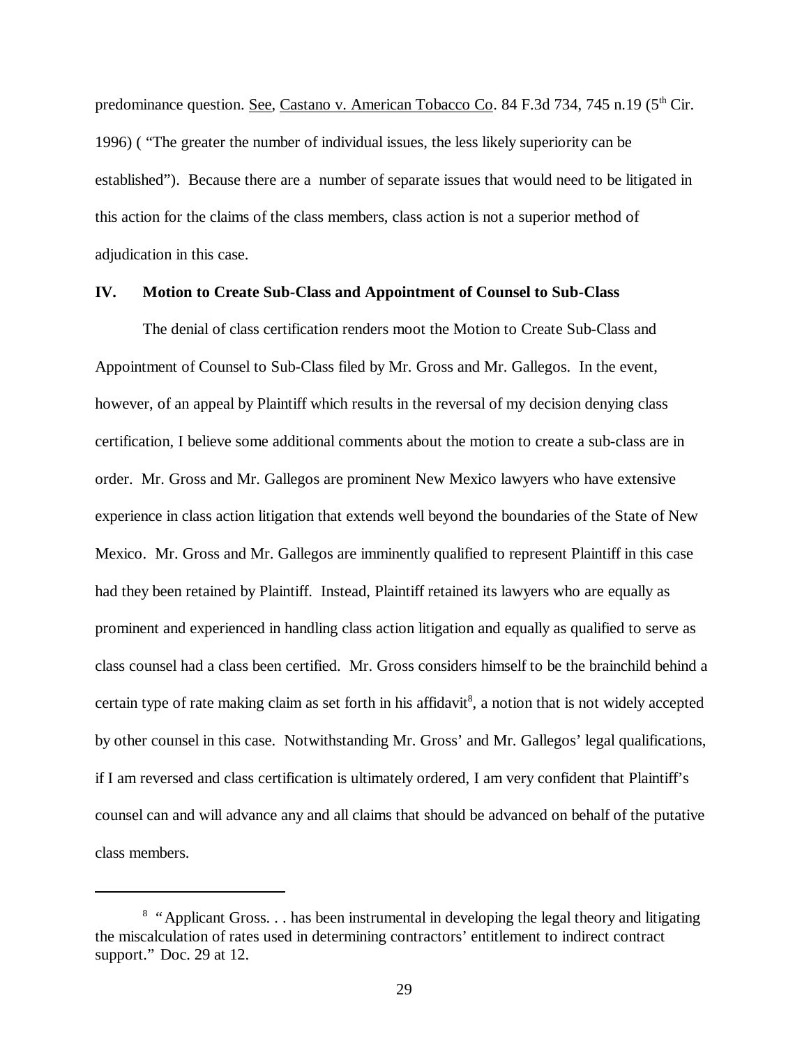predominance question. See, Castano v. American Tobacco Co. 84 F.3d 734, 745 n.19 (5th Cir. 1996) ( "The greater the number of individual issues, the less likely superiority can be established"). Because there are a number of separate issues that would need to be litigated in this action for the claims of the class members, class action is not a superior method of adjudication in this case.

## IV. Motion to Create Sub-Class and Appointment of Counsel to Sub-Class

The denial of class certification renders moot the Motion to Create Sub-Class and Appointment of Counsel to Sub-Class filed by Mr. Gross and Mr. Gallegos. In the event, however, of an appeal by Plaintiff which results in the reversal of my decision denying class certification, I believe some additional comments about the motion to create a sub-class are in order. Mr. Gross and Mr. Gallegos are prominent New Mexico lawyers who have extensive experience in class action litigation that extends well beyond the boundaries of the State of New Mexico. Mr. Gross and Mr. Gallegos are imminently qualified to represent Plaintiff in this case had they been retained by Plaintiff. Instead, Plaintiff retained its lawyers who are equally as prominent and experienced in handling class action litigation and equally as qualified to serve as class counsel had a class been certified. Mr. Gross considers himself to be the brainchild behind a certain type of rate making claim as set forth in his affidavit[8], a notion that is not widely accepted by other counsel in this case. Notwithstanding Mr. Gross' and Mr. Gallegos' legal qualifications, if I am reversed and class certification is ultimately ordered, I am very confident that Plaintiff's counsel can and will advance any and all claims that should be advanced on behalf of the putative class members.

---

[8] "Applicant Gross. . . has been instrumental in developing the legal theory and litigating the miscalculation of rates used in determining contractors' entitlement to indirect contract support." Doc. 29 at 12.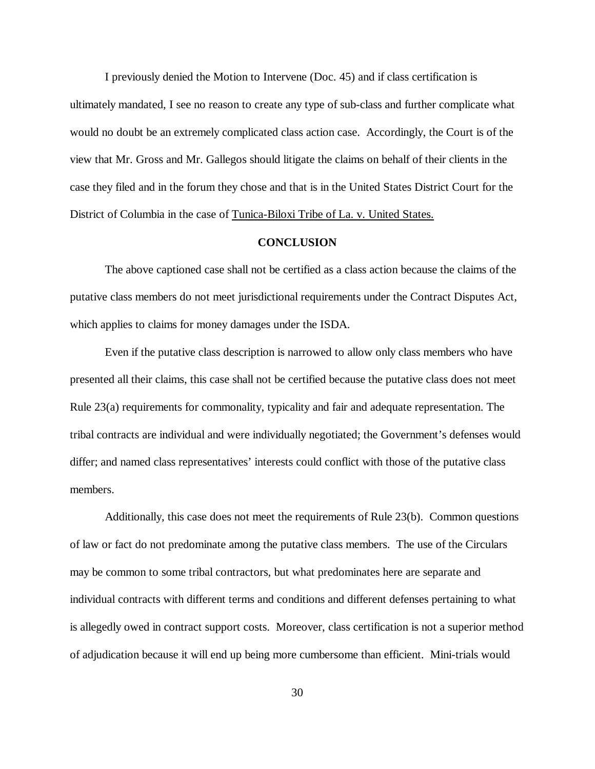I previously denied the Motion to Intervene (Doc. 45) and if class certification is ultimately mandated, I see no reason to create any type of sub-class and further complicate what would no doubt be an extremely complicated class action case. Accordingly, the Court is of the view that Mr. Gross and Mr. Gallegos should litigate the claims on behalf of their clients in the case they filed and in the forum they chose and that is in the United States District Court for the District of Columbia in the case of Tunica-Biloxi Tribe of La. v. United States.

## CONCLUSION

The above captioned case shall not be certified as a class action because the claims of the putative class members do not meet jurisdictional requirements under the Contract Disputes Act, which applies to claims for money damages under the ISDA.

Even if the putative class description is narrowed to allow only class members who have presented all their claims, this case shall not be certified because the putative class does not meet Rule 23(a) requirements for commonality, typicality and fair and adequate representation. The tribal contracts are individual and were individually negotiated; the Government's defenses would differ; and named class representatives' interests could conflict with those of the putative class members.

Additionally, this case does not meet the requirements of Rule 23(b). Common questions of law or fact do not predominate among the putative class members. The use of the Circulars may be common to some tribal contractors, but what predominates here are separate and individual contracts with different terms and conditions and different defenses pertaining to what is allegedly owed in contract support costs. Moreover, class certification is not a superior method of adjudication because it will end up being more cumbersome than efficient. Mini-trials would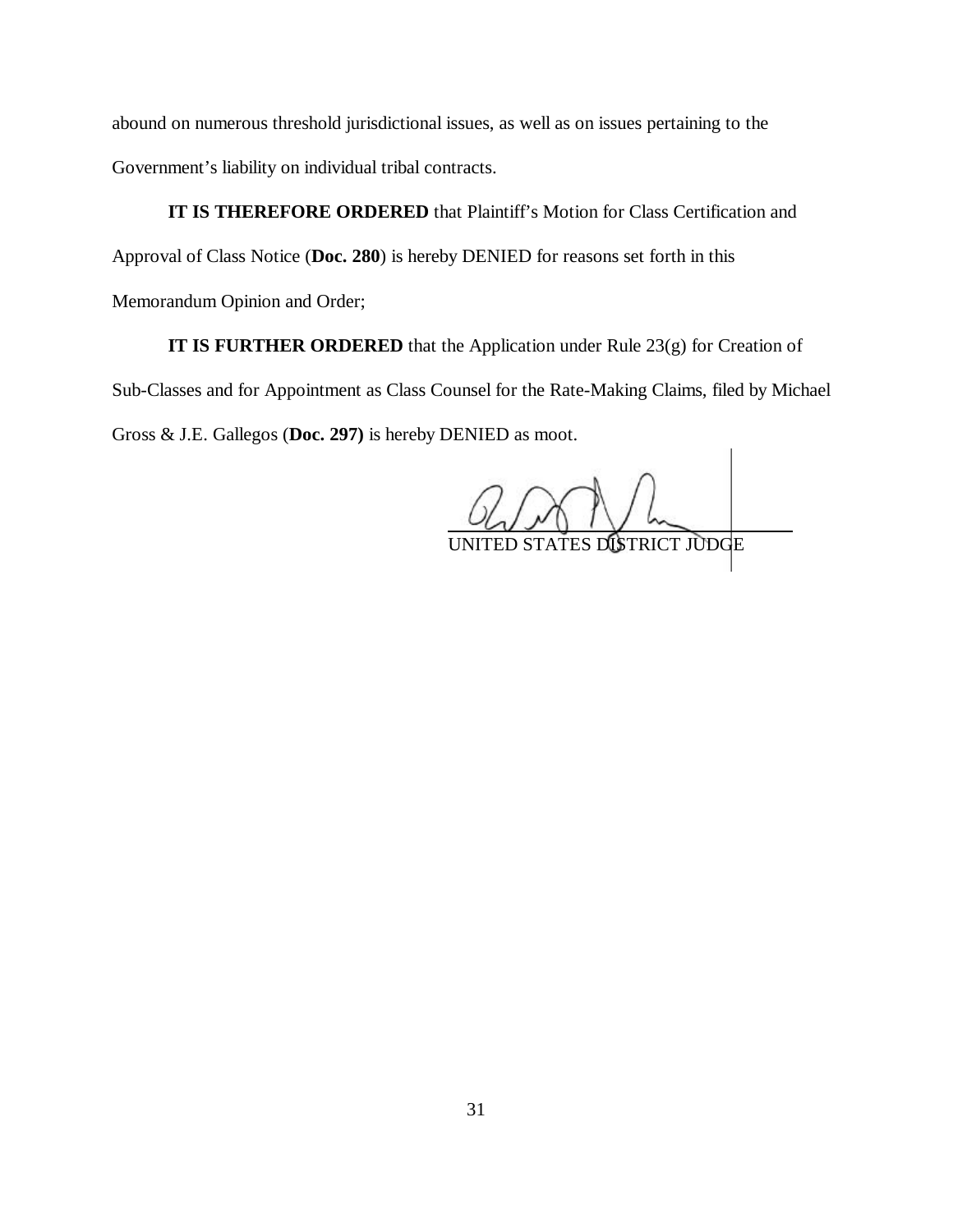abound on numerous threshold jurisdictional issues, as well as on issues pertaining to the Government's liability on individual tribal contracts.

**IT IS THEREFORE ORDERED** that Plaintiff's Motion for Class Certification and Approval of Class Notice (**Doc. 280**) is hereby DENIED for reasons set forth in this Memorandum Opinion and Order;

**IT IS FURTHER ORDERED** that the Application under Rule 23(g) for Creation of Sub-Classes and for Appointment as Class Counsel for the Rate-Making Claims, filed by Michael Gross & J.E. Gallegos (**Doc. 297)** is hereby DENIED as moot.

UNITED STATES DISTRICT JUDGE